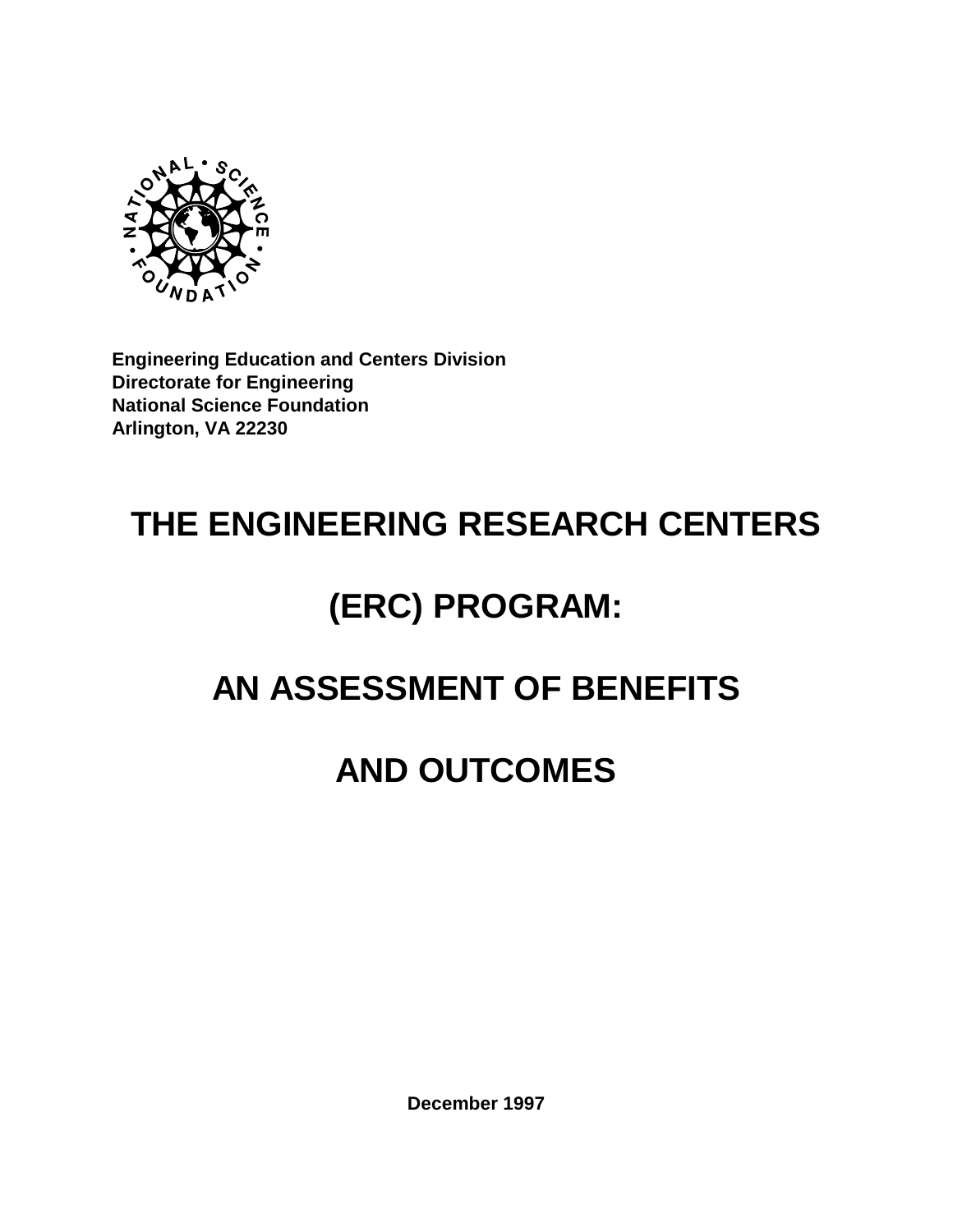**Engineering Education and Centers Division**
**Directorate for Engineering**
**National Science Foundation**
**Arlington, VA 22230**

# THE ENGINEERING RESEARCH CENTERS (ERC) PROGRAM: AN ASSESSMENT OF BENEFITS AND OUTCOMES

**December 1997**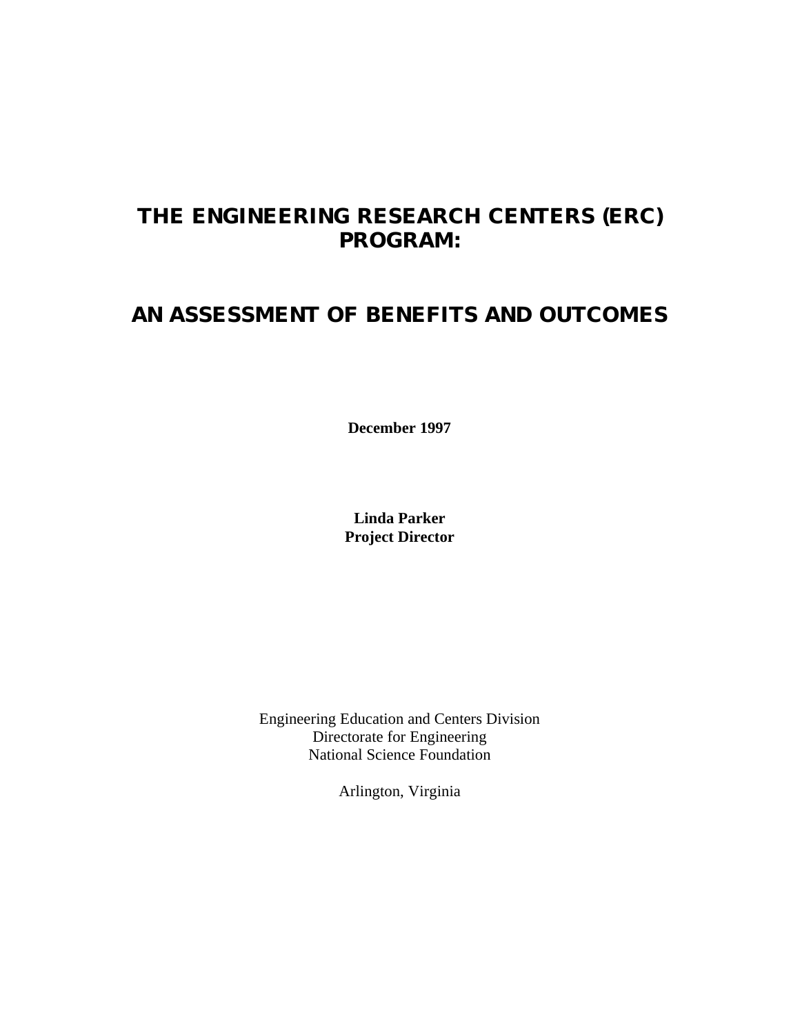# THE ENGINEERING RESEARCH CENTERS (ERC) PROGRAM:

# AN ASSESSMENT OF BENEFITS AND OUTCOMES

**December 1997**

**Linda Parker**
**Project Director**

Engineering Education and Centers Division
Directorate for Engineering
National Science Foundation

Arlington, Virginia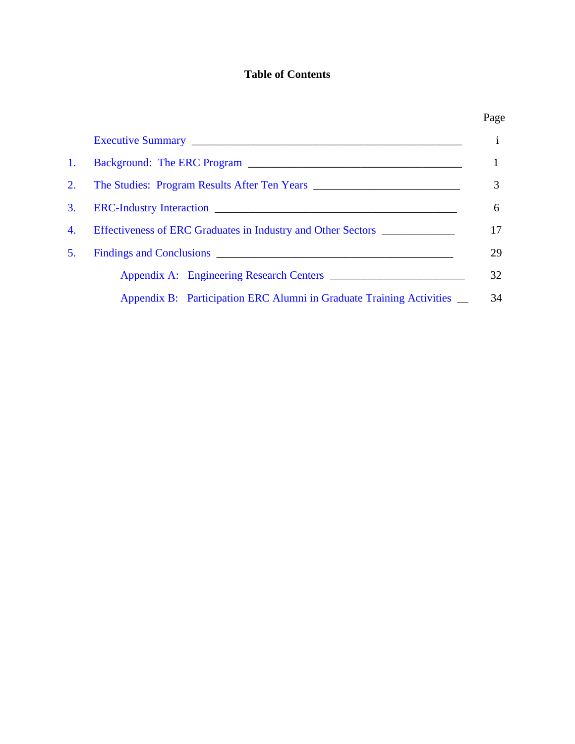# Table of Contents

| | | Page |
|---|---|---|
| | Executive Summary | i |
| 1. | Background: The ERC Program | 1 |
| 2. | The Studies: Program Results After Ten Years | 3 |
| 3. | ERC-Industry Interaction | 6 |
| 4. | Effectiveness of ERC Graduates in Industry and Other Sectors | 17 |
| 5. | Findings and Conclusions | 29 |
| | Appendix A: Engineering Research Centers | 32 |
| | Appendix B: Participation ERC Alumni in Graduate Training Activities | 34 |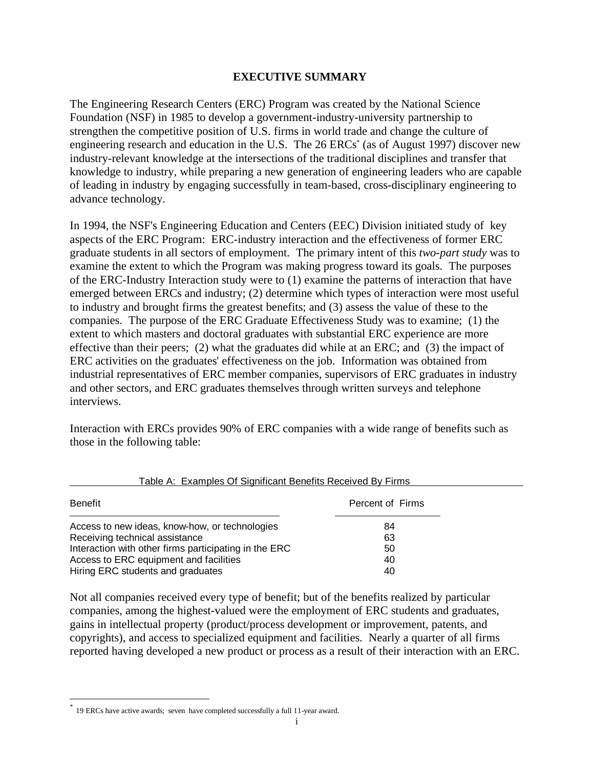# EXECUTIVE SUMMARY

The Engineering Research Centers (ERC) Program was created by the National Science Foundation (NSF) in 1985 to develop a government-industry-university partnership to strengthen the competitive position of U.S. firms in world trade and change the culture of engineering research and education in the U.S. The 26 ERCs[*] (as of August 1997) discover new industry-relevant knowledge at the intersections of the traditional disciplines and transfer that knowledge to industry, while preparing a new generation of engineering leaders who are capable of leading in industry by engaging successfully in team-based, cross-disciplinary engineering to advance technology.

In 1994, the NSF's Engineering Education and Centers (EEC) Division initiated study of key aspects of the ERC Program: ERC-industry interaction and the effectiveness of former ERC graduate students in all sectors of employment. The primary intent of this *two-part study* was to examine the extent to which the Program was making progress toward its goals. The purposes of the ERC-Industry Interaction study were to (1) examine the patterns of interaction that have emerged between ERCs and industry; (2) determine which types of interaction were most useful to industry and brought firms the greatest benefits; and (3) assess the value of these to the companies. The purpose of the ERC Graduate Effectiveness Study was to examine; (1) the extent to which masters and doctoral graduates with substantial ERC experience are more effective than their peers; (2) what the graduates did while at an ERC; and (3) the impact of ERC activities on the graduates' effectiveness on the job. Information was obtained from industrial representatives of ERC member companies, supervisors of ERC graduates in industry and other sectors, and ERC graduates themselves through written surveys and telephone interviews.

Interaction with ERCs provides 90% of ERC companies with a wide range of benefits such as those in the following table:

Table A: Examples Of Significant Benefits Received By Firms

| Benefit | Percent of Firms |
|---|---|
| Access to new ideas, know-how, or technologies | 84 |
| Receiving technical assistance | 63 |
| Interaction with other firms participating in the ERC | 50 |
| Access to ERC equipment and facilities | 40 |
| Hiring ERC students and graduates | 40 |

Not all companies received every type of benefit; but of the benefits realized by particular companies, among the highest-valued were the employment of ERC students and graduates, gains in intellectual property (product/process development or improvement, patents, and copyrights), and access to specialized equipment and facilities. Nearly a quarter of all firms reported having developed a new product or process as a result of their interaction with an ERC.

---

[*] 19 ERCs have active awards; seven have completed successfully a full 11-year award.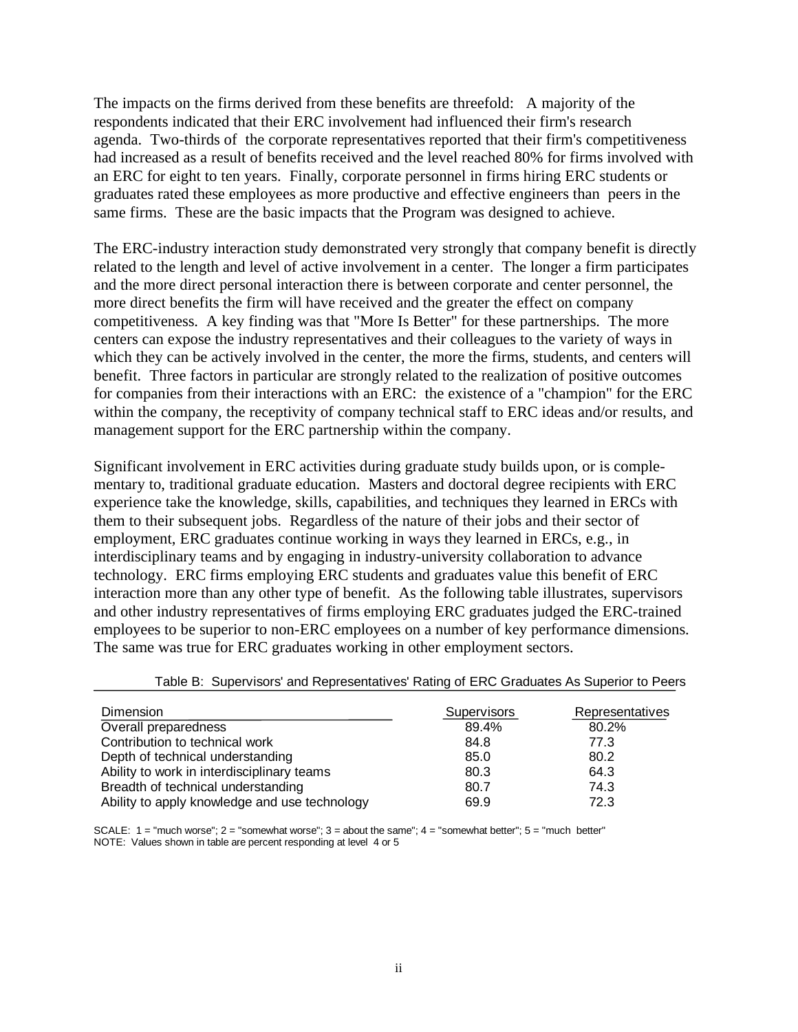The impacts on the firms derived from these benefits are threefold: A majority of the respondents indicated that their ERC involvement had influenced their firm's research agenda. Two-thirds of the corporate representatives reported that their firm's competitiveness had increased as a result of benefits received and the level reached 80% for firms involved with an ERC for eight to ten years. Finally, corporate personnel in firms hiring ERC students or graduates rated these employees as more productive and effective engineers than peers in the same firms. These are the basic impacts that the Program was designed to achieve.

The ERC-industry interaction study demonstrated very strongly that company benefit is directly related to the length and level of active involvement in a center. The longer a firm participates and the more direct personal interaction there is between corporate and center personnel, the more direct benefits the firm will have received and the greater the effect on company competitiveness. A key finding was that "More Is Better" for these partnerships. The more centers can expose the industry representatives and their colleagues to the variety of ways in which they can be actively involved in the center, the more the firms, students, and centers will benefit. Three factors in particular are strongly related to the realization of positive outcomes for companies from their interactions with an ERC: the existence of a "champion" for the ERC within the company, the receptivity of company technical staff to ERC ideas and/or results, and management support for the ERC partnership within the company.

Significant involvement in ERC activities during graduate study builds upon, or is complementary to, traditional graduate education. Masters and doctoral degree recipients with ERC experience take the knowledge, skills, capabilities, and techniques they learned in ERCs with them to their subsequent jobs. Regardless of the nature of their jobs and their sector of employment, ERC graduates continue working in ways they learned in ERCs, e.g., in interdisciplinary teams and by engaging in industry-university collaboration to advance technology. ERC firms employing ERC students and graduates value this benefit of ERC interaction more than any other type of benefit. As the following table illustrates, supervisors and other industry representatives of firms employing ERC graduates judged the ERC-trained employees to be superior to non-ERC employees on a number of key performance dimensions. The same was true for ERC graduates working in other employment sectors.

Table B: Supervisors' and Representatives' Rating of ERC Graduates As Superior to Peers

| Dimension | Supervisors | Representatives |
|---|---|---|
| Overall preparedness | 89.4% | 80.2% |
| Contribution to technical work | 84.8 | 77.3 |
| Depth of technical understanding | 85.0 | 80.2 |
| Ability to work in interdisciplinary teams | 80.3 | 64.3 |
| Breadth of technical understanding | 80.7 | 74.3 |
| Ability to apply knowledge and use technology | 69.9 | 72.3 |

SCALE: 1 = "much worse"; 2 = "somewhat worse"; 3 = about the same"; 4 = "somewhat better"; 5 = "much better"
NOTE: Values shown in table are percent responding at level 4 or 5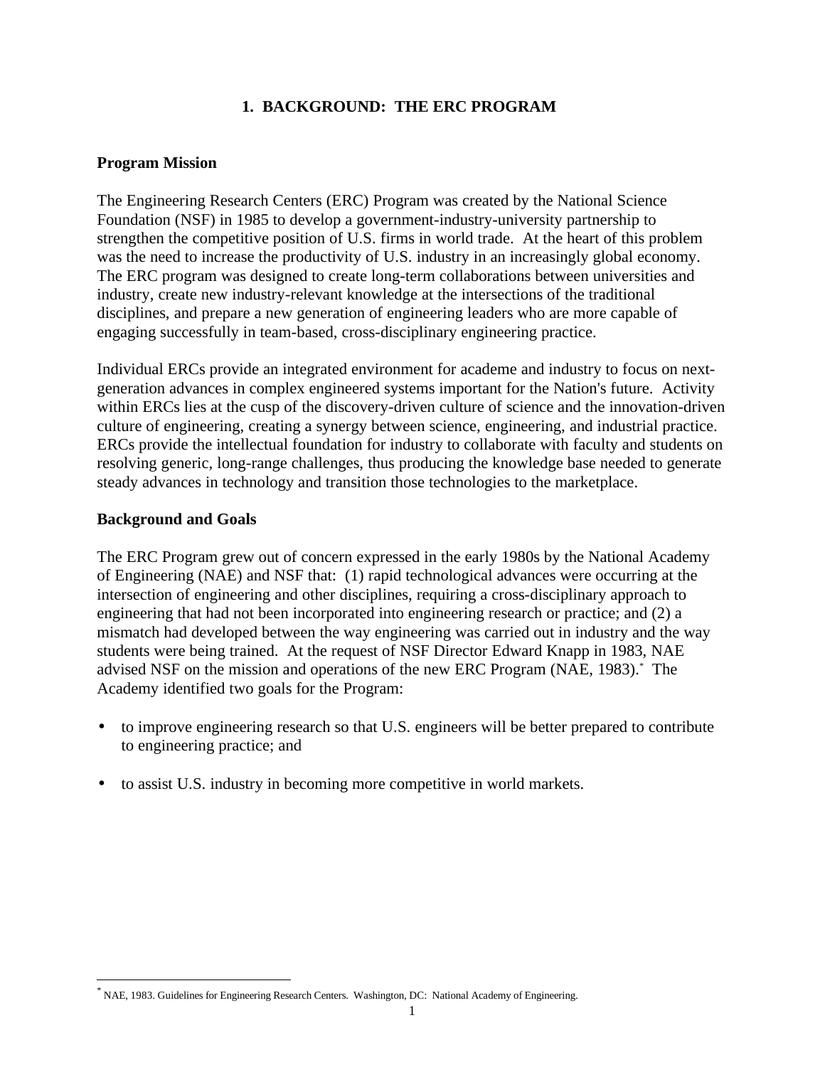# 1. BACKGROUND: THE ERC PROGRAM

## Program Mission

The Engineering Research Centers (ERC) Program was created by the National Science Foundation (NSF) in 1985 to develop a government-industry-university partnership to strengthen the competitive position of U.S. firms in world trade. At the heart of this problem was the need to increase the productivity of U.S. industry in an increasingly global economy. The ERC program was designed to create long-term collaborations between universities and industry, create new industry-relevant knowledge at the intersections of the traditional disciplines, and prepare a new generation of engineering leaders who are more capable of engaging successfully in team-based, cross-disciplinary engineering practice.

Individual ERCs provide an integrated environment for academe and industry to focus on next-generation advances in complex engineered systems important for the Nation's future. Activity within ERCs lies at the cusp of the discovery-driven culture of science and the innovation-driven culture of engineering, creating a synergy between science, engineering, and industrial practice. ERCs provide the intellectual foundation for industry to collaborate with faculty and students on resolving generic, long-range challenges, thus producing the knowledge base needed to generate steady advances in technology and transition those technologies to the marketplace.

## Background and Goals

The ERC Program grew out of concern expressed in the early 1980s by the National Academy of Engineering (NAE) and NSF that: (1) rapid technological advances were occurring at the intersection of engineering and other disciplines, requiring a cross-disciplinary approach to engineering that had not been incorporated into engineering research or practice; and (2) a mismatch had developed between the way engineering was carried out in industry and the way students were being trained. At the request of NSF Director Edward Knapp in 1983, NAE advised NSF on the mission and operations of the new ERC Program (NAE, 1983).* The Academy identified two goals for the Program:

- to improve engineering research so that U.S. engineers will be better prepared to contribute to engineering practice; and
- to assist U.S. industry in becoming more competitive in world markets.

* NAE, 1983. Guidelines for Engineering Research Centers. Washington, DC: National Academy of Engineering.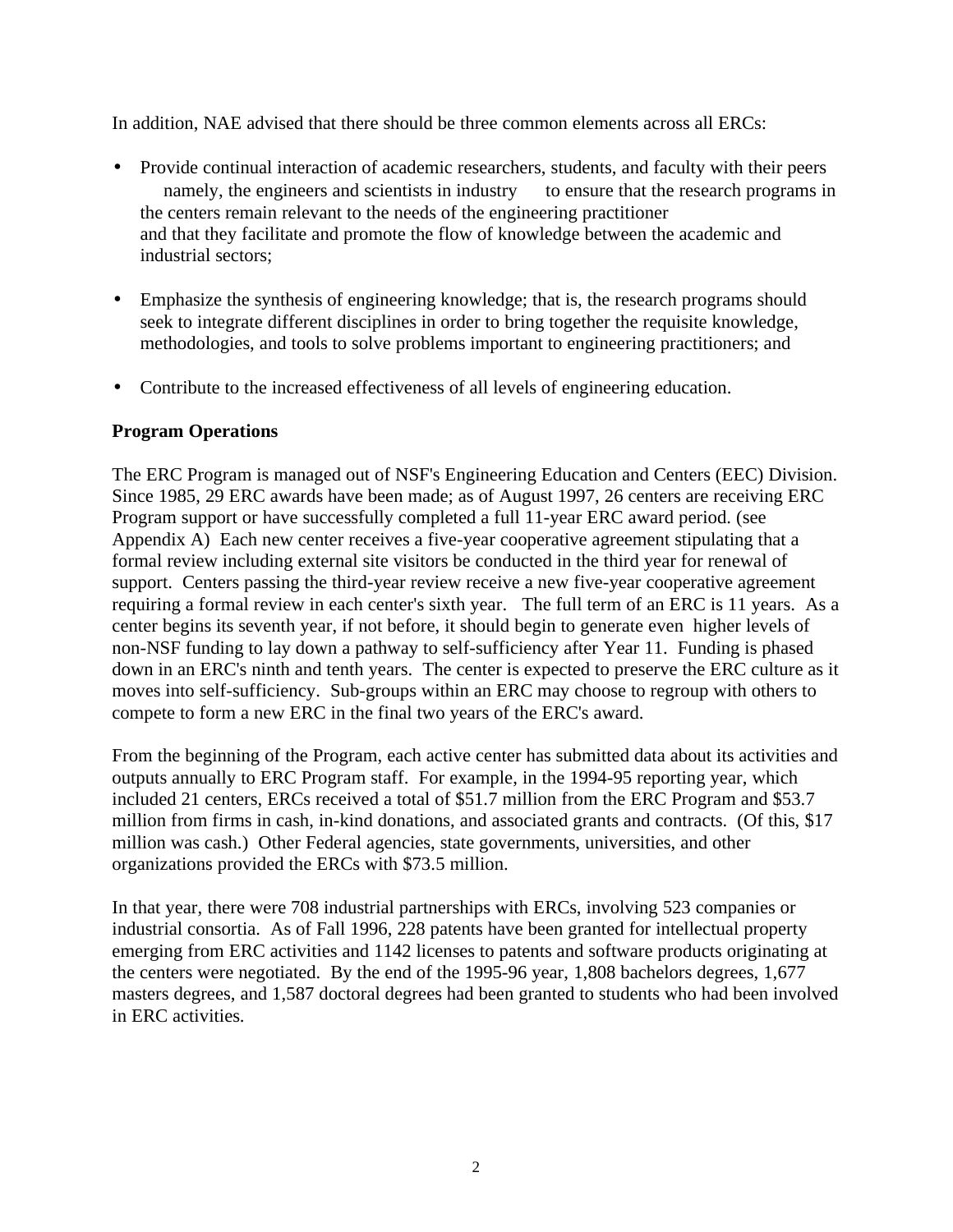In addition, NAE advised that there should be three common elements across all ERCs:

- Provide continual interaction of academic researchers, students, and faculty with their peers namely, the engineers and scientists in industry to ensure that the research programs in the centers remain relevant to the needs of the engineering practitioner and that they facilitate and promote the flow of knowledge between the academic and industrial sectors;

- Emphasize the synthesis of engineering knowledge; that is, the research programs should seek to integrate different disciplines in order to bring together the requisite knowledge, methodologies, and tools to solve problems important to engineering practitioners; and

- Contribute to the increased effectiveness of all levels of engineering education.

**Program Operations**

The ERC Program is managed out of NSF's Engineering Education and Centers (EEC) Division. Since 1985, 29 ERC awards have been made; as of August 1997, 26 centers are receiving ERC Program support or have successfully completed a full 11-year ERC award period. (see Appendix A) Each new center receives a five-year cooperative agreement stipulating that a formal review including external site visitors be conducted in the third year for renewal of support. Centers passing the third-year review receive a new five-year cooperative agreement requiring a formal review in each center's sixth year. The full term of an ERC is 11 years. As a center begins its seventh year, if not before, it should begin to generate even higher levels of non-NSF funding to lay down a pathway to self-sufficiency after Year 11. Funding is phased down in an ERC's ninth and tenth years. The center is expected to preserve the ERC culture as it moves into self-sufficiency. Sub-groups within an ERC may choose to regroup with others to compete to form a new ERC in the final two years of the ERC's award.

From the beginning of the Program, each active center has submitted data about its activities and outputs annually to ERC Program staff. For example, in the 1994-95 reporting year, which included 21 centers, ERCs received a total of $51.7 million from the ERC Program and $53.7 million from firms in cash, in-kind donations, and associated grants and contracts. (Of this, $17 million was cash.) Other Federal agencies, state governments, universities, and other organizations provided the ERCs with $73.5 million.

In that year, there were 708 industrial partnerships with ERCs, involving 523 companies or industrial consortia. As of Fall 1996, 228 patents have been granted for intellectual property emerging from ERC activities and 1142 licenses to patents and software products originating at the centers were negotiated. By the end of the 1995-96 year, 1,808 bachelors degrees, 1,677 masters degrees, and 1,587 doctoral degrees had been granted to students who had been involved in ERC activities.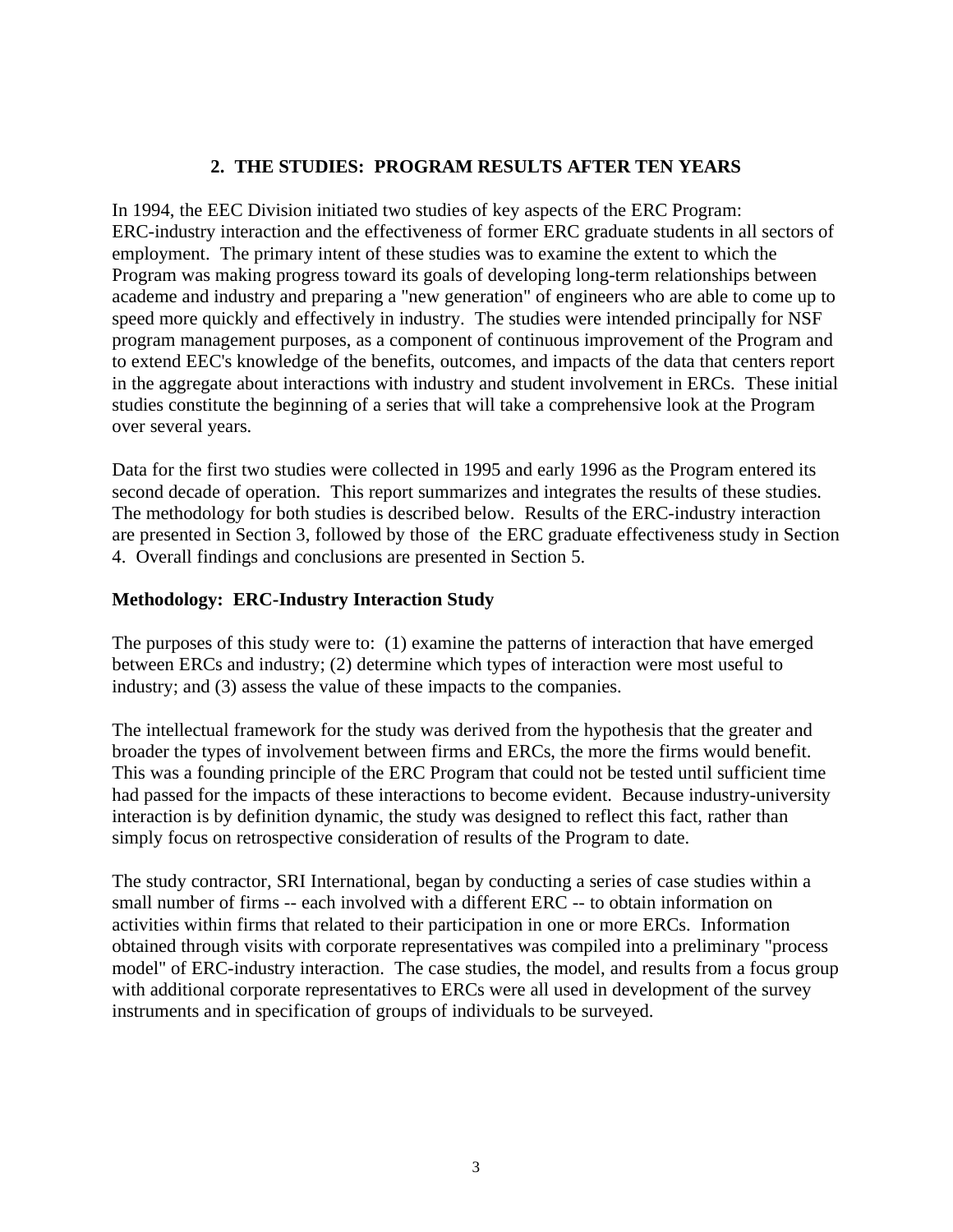## 2. THE STUDIES: PROGRAM RESULTS AFTER TEN YEARS

In 1994, the EEC Division initiated two studies of key aspects of the ERC Program: ERC-industry interaction and the effectiveness of former ERC graduate students in all sectors of employment. The primary intent of these studies was to examine the extent to which the Program was making progress toward its goals of developing long-term relationships between academe and industry and preparing a "new generation" of engineers who are able to come up to speed more quickly and effectively in industry. The studies were intended principally for NSF program management purposes, as a component of continuous improvement of the Program and to extend EEC's knowledge of the benefits, outcomes, and impacts of the data that centers report in the aggregate about interactions with industry and student involvement in ERCs. These initial studies constitute the beginning of a series that will take a comprehensive look at the Program over several years.

Data for the first two studies were collected in 1995 and early 1996 as the Program entered its second decade of operation. This report summarizes and integrates the results of these studies. The methodology for both studies is described below. Results of the ERC-industry interaction are presented in Section 3, followed by those of the ERC graduate effectiveness study in Section 4. Overall findings and conclusions are presented in Section 5.

### Methodology: ERC-Industry Interaction Study

The purposes of this study were to: (1) examine the patterns of interaction that have emerged between ERCs and industry; (2) determine which types of interaction were most useful to industry; and (3) assess the value of these impacts to the companies.

The intellectual framework for the study was derived from the hypothesis that the greater and broader the types of involvement between firms and ERCs, the more the firms would benefit. This was a founding principle of the ERC Program that could not be tested until sufficient time had passed for the impacts of these interactions to become evident. Because industry-university interaction is by definition dynamic, the study was designed to reflect this fact, rather than simply focus on retrospective consideration of results of the Program to date.

The study contractor, SRI International, began by conducting a series of case studies within a small number of firms -- each involved with a different ERC -- to obtain information on activities within firms that related to their participation in one or more ERCs. Information obtained through visits with corporate representatives was compiled into a preliminary "process model" of ERC-industry interaction. The case studies, the model, and results from a focus group with additional corporate representatives to ERCs were all used in development of the survey instruments and in specification of groups of individuals to be surveyed.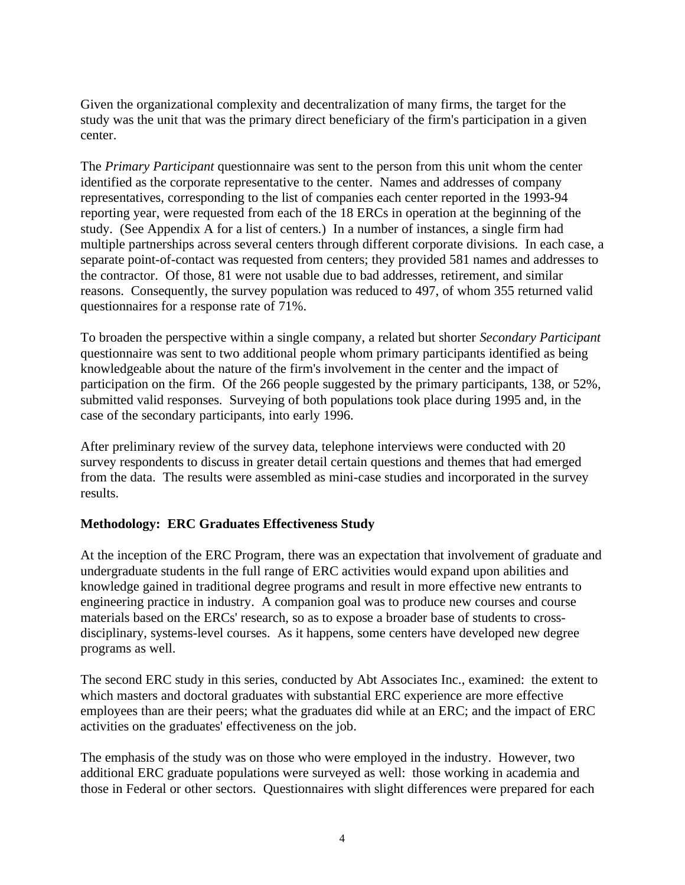Given the organizational complexity and decentralization of many firms, the target for the study was the unit that was the primary direct beneficiary of the firm's participation in a given center.

The *Primary Participant* questionnaire was sent to the person from this unit whom the center identified as the corporate representative to the center. Names and addresses of company representatives, corresponding to the list of companies each center reported in the 1993-94 reporting year, were requested from each of the 18 ERCs in operation at the beginning of the study. (See Appendix A for a list of centers.) In a number of instances, a single firm had multiple partnerships across several centers through different corporate divisions. In each case, a separate point-of-contact was requested from centers; they provided 581 names and addresses to the contractor. Of those, 81 were not usable due to bad addresses, retirement, and similar reasons. Consequently, the survey population was reduced to 497, of whom 355 returned valid questionnaires for a response rate of 71%.

To broaden the perspective within a single company, a related but shorter *Secondary Participant* questionnaire was sent to two additional people whom primary participants identified as being knowledgeable about the nature of the firm's involvement in the center and the impact of participation on the firm. Of the 266 people suggested by the primary participants, 138, or 52%, submitted valid responses. Surveying of both populations took place during 1995 and, in the case of the secondary participants, into early 1996.

After preliminary review of the survey data, telephone interviews were conducted with 20 survey respondents to discuss in greater detail certain questions and themes that had emerged from the data. The results were assembled as mini-case studies and incorporated in the survey results.

**Methodology: ERC Graduates Effectiveness Study**

At the inception of the ERC Program, there was an expectation that involvement of graduate and undergraduate students in the full range of ERC activities would expand upon abilities and knowledge gained in traditional degree programs and result in more effective new entrants to engineering practice in industry. A companion goal was to produce new courses and course materials based on the ERCs' research, so as to expose a broader base of students to cross-disciplinary, systems-level courses. As it happens, some centers have developed new degree programs as well.

The second ERC study in this series, conducted by Abt Associates Inc., examined: the extent to which masters and doctoral graduates with substantial ERC experience are more effective employees than are their peers; what the graduates did while at an ERC; and the impact of ERC activities on the graduates' effectiveness on the job.

The emphasis of the study was on those who were employed in the industry. However, two additional ERC graduate populations were surveyed as well: those working in academia and those in Federal or other sectors. Questionnaires with slight differences were prepared for each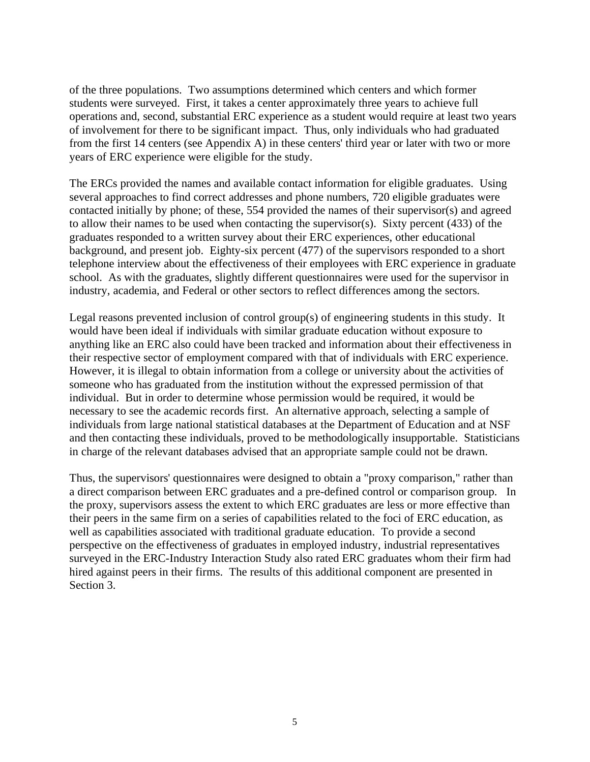of the three populations. Two assumptions determined which centers and which former students were surveyed. First, it takes a center approximately three years to achieve full operations and, second, substantial ERC experience as a student would require at least two years of involvement for there to be significant impact. Thus, only individuals who had graduated from the first 14 centers (see Appendix A) in these centers' third year or later with two or more years of ERC experience were eligible for the study.

The ERCs provided the names and available contact information for eligible graduates. Using several approaches to find correct addresses and phone numbers, 720 eligible graduates were contacted initially by phone; of these, 554 provided the names of their supervisor(s) and agreed to allow their names to be used when contacting the supervisor(s). Sixty percent (433) of the graduates responded to a written survey about their ERC experiences, other educational background, and present job. Eighty-six percent (477) of the supervisors responded to a short telephone interview about the effectiveness of their employees with ERC experience in graduate school. As with the graduates, slightly different questionnaires were used for the supervisor in industry, academia, and Federal or other sectors to reflect differences among the sectors.

Legal reasons prevented inclusion of control group(s) of engineering students in this study. It would have been ideal if individuals with similar graduate education without exposure to anything like an ERC also could have been tracked and information about their effectiveness in their respective sector of employment compared with that of individuals with ERC experience. However, it is illegal to obtain information from a college or university about the activities of someone who has graduated from the institution without the expressed permission of that individual. But in order to determine whose permission would be required, it would be necessary to see the academic records first. An alternative approach, selecting a sample of individuals from large national statistical databases at the Department of Education and at NSF and then contacting these individuals, proved to be methodologically insupportable. Statisticians in charge of the relevant databases advised that an appropriate sample could not be drawn.

Thus, the supervisors' questionnaires were designed to obtain a "proxy comparison," rather than a direct comparison between ERC graduates and a pre-defined control or comparison group. In the proxy, supervisors assess the extent to which ERC graduates are less or more effective than their peers in the same firm on a series of capabilities related to the foci of ERC education, as well as capabilities associated with traditional graduate education. To provide a second perspective on the effectiveness of graduates in employed industry, industrial representatives surveyed in the ERC-Industry Interaction Study also rated ERC graduates whom their firm had hired against peers in their firms. The results of this additional component are presented in Section 3.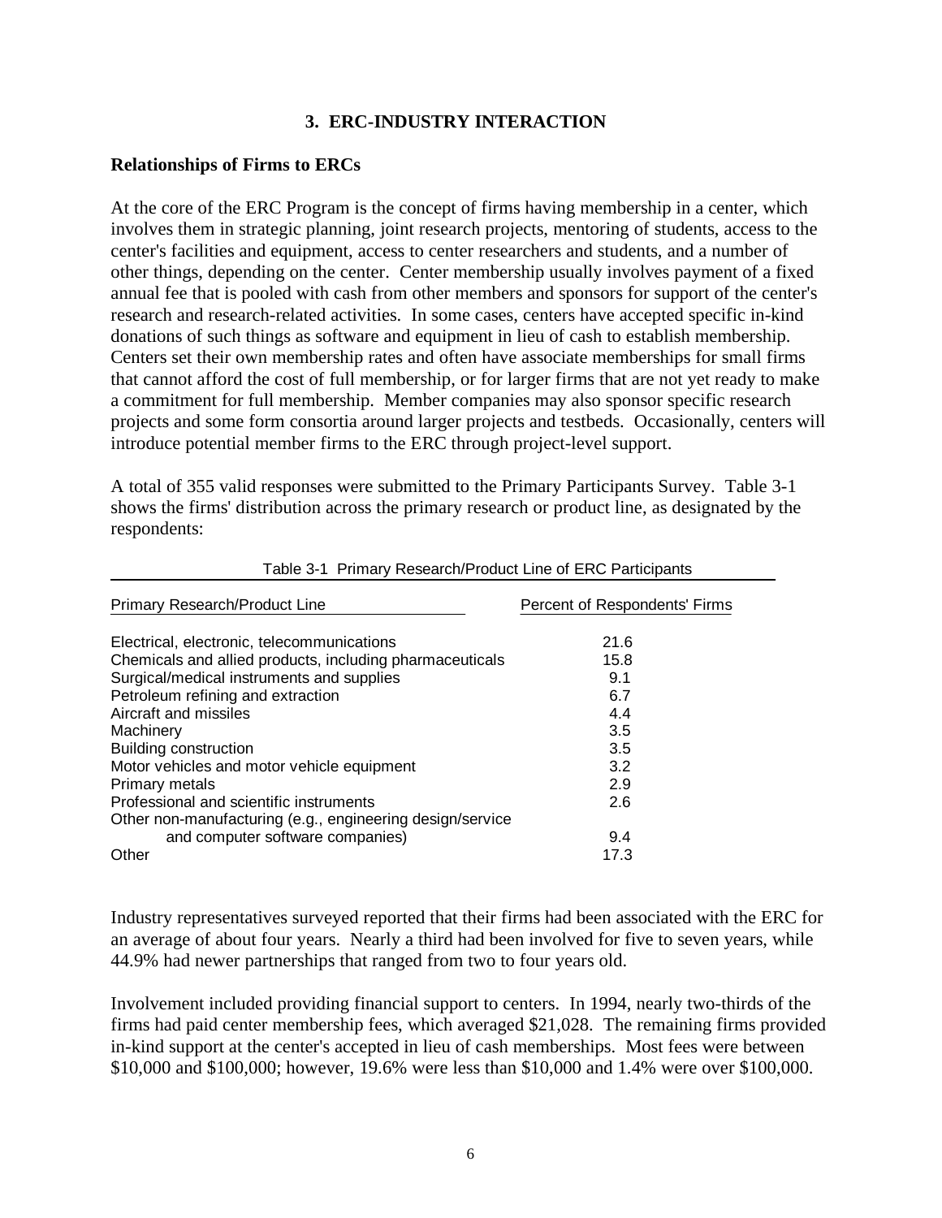## 3. ERC-INDUSTRY INTERACTION

### Relationships of Firms to ERCs

At the core of the ERC Program is the concept of firms having membership in a center, which involves them in strategic planning, joint research projects, mentoring of students, access to the center's facilities and equipment, access to center researchers and students, and a number of other things, depending on the center. Center membership usually involves payment of a fixed annual fee that is pooled with cash from other members and sponsors for support of the center's research and research-related activities. In some cases, centers have accepted specific in-kind donations of such things as software and equipment in lieu of cash to establish membership. Centers set their own membership rates and often have associate memberships for small firms that cannot afford the cost of full membership, or for larger firms that are not yet ready to make a commitment for full membership. Member companies may also sponsor specific research projects and some form consortia around larger projects and testbeds. Occasionally, centers will introduce potential member firms to the ERC through project-level support.

A total of 355 valid responses were submitted to the Primary Participants Survey. Table 3-1 shows the firms' distribution across the primary research or product line, as designated by the respondents:

Table 3-1 Primary Research/Product Line of ERC Participants

| Primary Research/Product Line | Percent of Respondents' Firms |
|---|---|
| Electrical, electronic, telecommunications | 21.6 |
| Chemicals and allied products, including pharmaceuticals | 15.8 |
| Surgical/medical instruments and supplies | 9.1 |
| Petroleum refining and extraction | 6.7 |
| Aircraft and missiles | 4.4 |
| Machinery | 3.5 |
| Building construction | 3.5 |
| Motor vehicles and motor vehicle equipment | 3.2 |
| Primary metals | 2.9 |
| Professional and scientific instruments | 2.6 |
| Other non-manufacturing (e.g., engineering design/service and computer software companies) | 9.4 |
| Other | 17.3 |

Industry representatives surveyed reported that their firms had been associated with the ERC for an average of about four years. Nearly a third had been involved for five to seven years, while 44.9% had newer partnerships that ranged from two to four years old.

Involvement included providing financial support to centers. In 1994, nearly two-thirds of the firms had paid center membership fees, which averaged $21,028. The remaining firms provided in-kind support at the center's accepted in lieu of cash memberships. Most fees were between $10,000 and $100,000; however, 19.6% were less than $10,000 and 1.4% were over $100,000.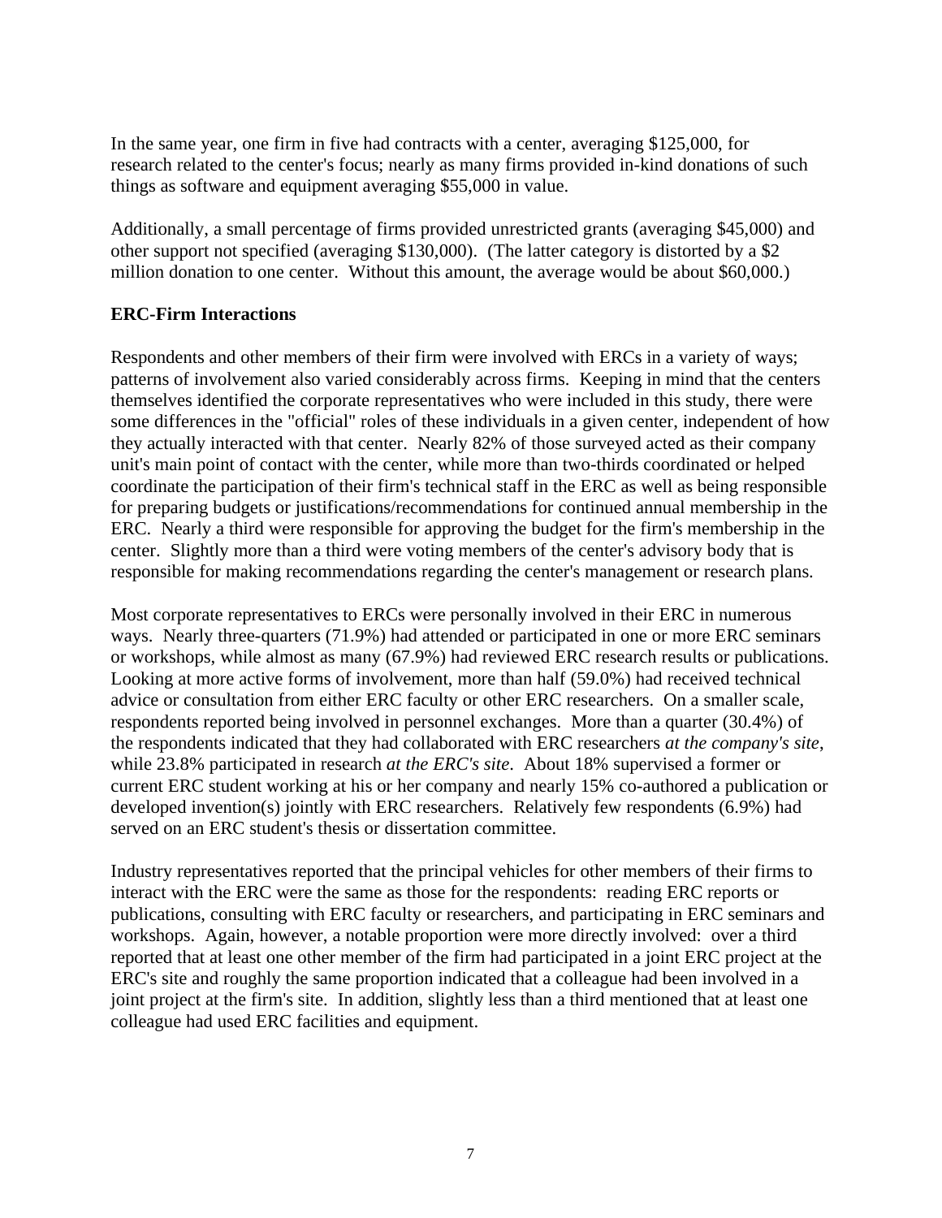In the same year, one firm in five had contracts with a center, averaging $125,000, for research related to the center's focus; nearly as many firms provided in-kind donations of such things as software and equipment averaging $55,000 in value.

Additionally, a small percentage of firms provided unrestricted grants (averaging $45,000) and other support not specified (averaging $130,000). (The latter category is distorted by a $2 million donation to one center. Without this amount, the average would be about $60,000.)

**ERC-Firm Interactions**

Respondents and other members of their firm were involved with ERCs in a variety of ways; patterns of involvement also varied considerably across firms. Keeping in mind that the centers themselves identified the corporate representatives who were included in this study, there were some differences in the "official" roles of these individuals in a given center, independent of how they actually interacted with that center. Nearly 82% of those surveyed acted as their company unit's main point of contact with the center, while more than two-thirds coordinated or helped coordinate the participation of their firm's technical staff in the ERC as well as being responsible for preparing budgets or justifications/recommendations for continued annual membership in the ERC. Nearly a third were responsible for approving the budget for the firm's membership in the center. Slightly more than a third were voting members of the center's advisory body that is responsible for making recommendations regarding the center's management or research plans.

Most corporate representatives to ERCs were personally involved in their ERC in numerous ways. Nearly three-quarters (71.9%) had attended or participated in one or more ERC seminars or workshops, while almost as many (67.9%) had reviewed ERC research results or publications. Looking at more active forms of involvement, more than half (59.0%) had received technical advice or consultation from either ERC faculty or other ERC researchers. On a smaller scale, respondents reported being involved in personnel exchanges. More than a quarter (30.4%) of the respondents indicated that they had collaborated with ERC researchers *at the company's site*, while 23.8% participated in research *at the ERC's site*. About 18% supervised a former or current ERC student working at his or her company and nearly 15% co-authored a publication or developed invention(s) jointly with ERC researchers. Relatively few respondents (6.9%) had served on an ERC student's thesis or dissertation committee.

Industry representatives reported that the principal vehicles for other members of their firms to interact with the ERC were the same as those for the respondents: reading ERC reports or publications, consulting with ERC faculty or researchers, and participating in ERC seminars and workshops. Again, however, a notable proportion were more directly involved: over a third reported that at least one other member of the firm had participated in a joint ERC project at the ERC's site and roughly the same proportion indicated that a colleague had been involved in a joint project at the firm's site. In addition, slightly less than a third mentioned that at least one colleague had used ERC facilities and equipment.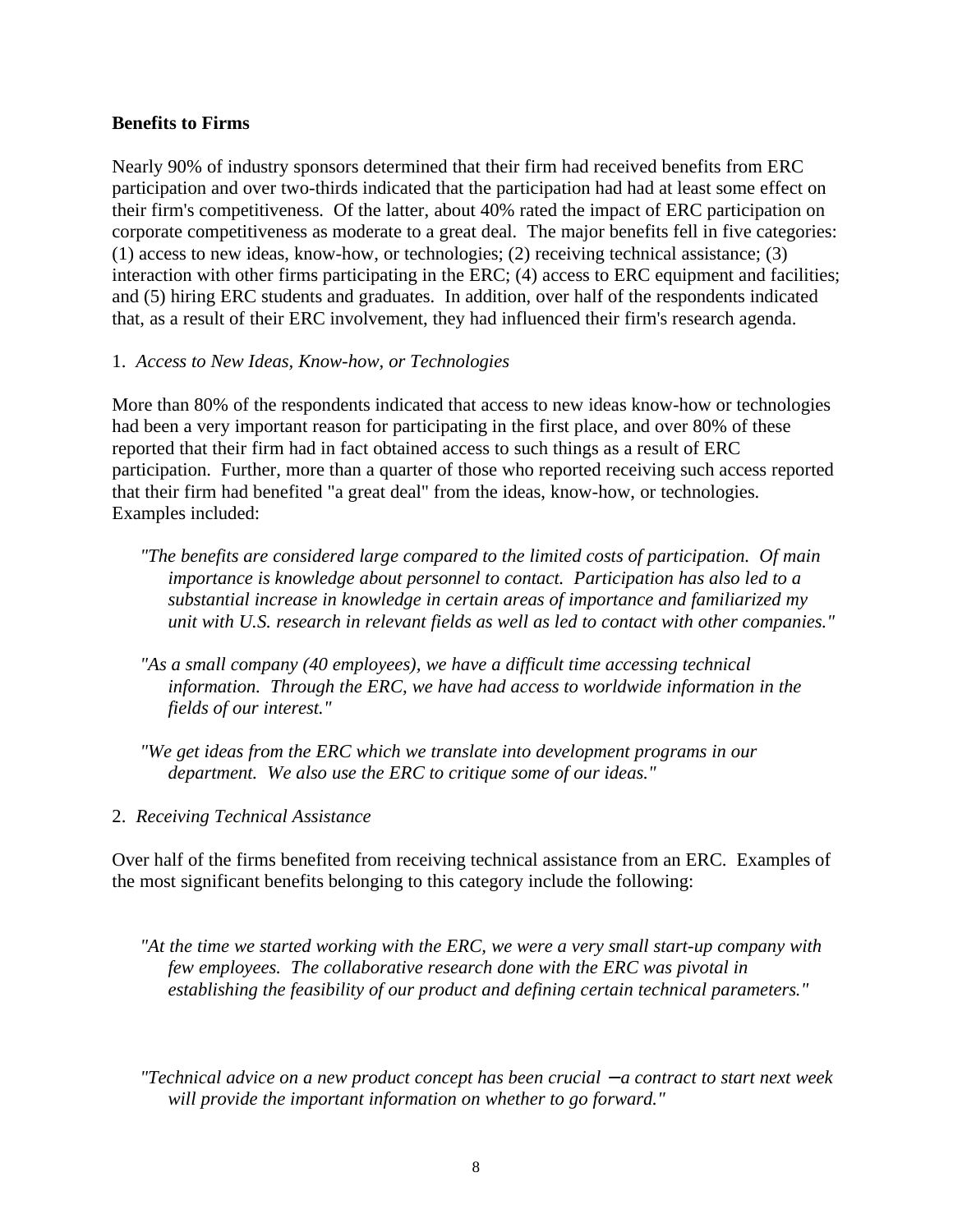**Benefits to Firms**

Nearly 90% of industry sponsors determined that their firm had received benefits from ERC participation and over two-thirds indicated that the participation had had at least some effect on their firm's competitiveness. Of the latter, about 40% rated the impact of ERC participation on corporate competitiveness as moderate to a great deal. The major benefits fell in five categories: (1) access to new ideas, know-how, or technologies; (2) receiving technical assistance; (3) interaction with other firms participating in the ERC; (4) access to ERC equipment and facilities; and (5) hiring ERC students and graduates. In addition, over half of the respondents indicated that, as a result of their ERC involvement, they had influenced their firm's research agenda.

1. *Access to New Ideas, Know-how, or Technologies*

More than 80% of the respondents indicated that access to new ideas know-how or technologies had been a very important reason for participating in the first place, and over 80% of these reported that their firm had in fact obtained access to such things as a result of ERC participation. Further, more than a quarter of those who reported receiving such access reported that their firm had benefited "a great deal" from the ideas, know-how, or technologies. Examples included:

> *"The benefits are considered large compared to the limited costs of participation. Of main importance is knowledge about personnel to contact. Participation has also led to a substantial increase in knowledge in certain areas of importance and familiarized my unit with U.S. research in relevant fields as well as led to contact with other companies."*

> *"As a small company (40 employees), we have a difficult time accessing technical information. Through the ERC, we have had access to worldwide information in the fields of our interest."*

> *"We get ideas from the ERC which we translate into development programs in our department. We also use the ERC to critique some of our ideas."*

2. *Receiving Technical Assistance*

Over half of the firms benefited from receiving technical assistance from an ERC. Examples of the most significant benefits belonging to this category include the following:

> *"At the time we started working with the ERC, we were a very small start-up company with few employees. The collaborative research done with the ERC was pivotal in establishing the feasibility of our product and defining certain technical parameters."*

> *"Technical advice on a new product concept has been crucial − a contract to start next week will provide the important information on whether to go forward."*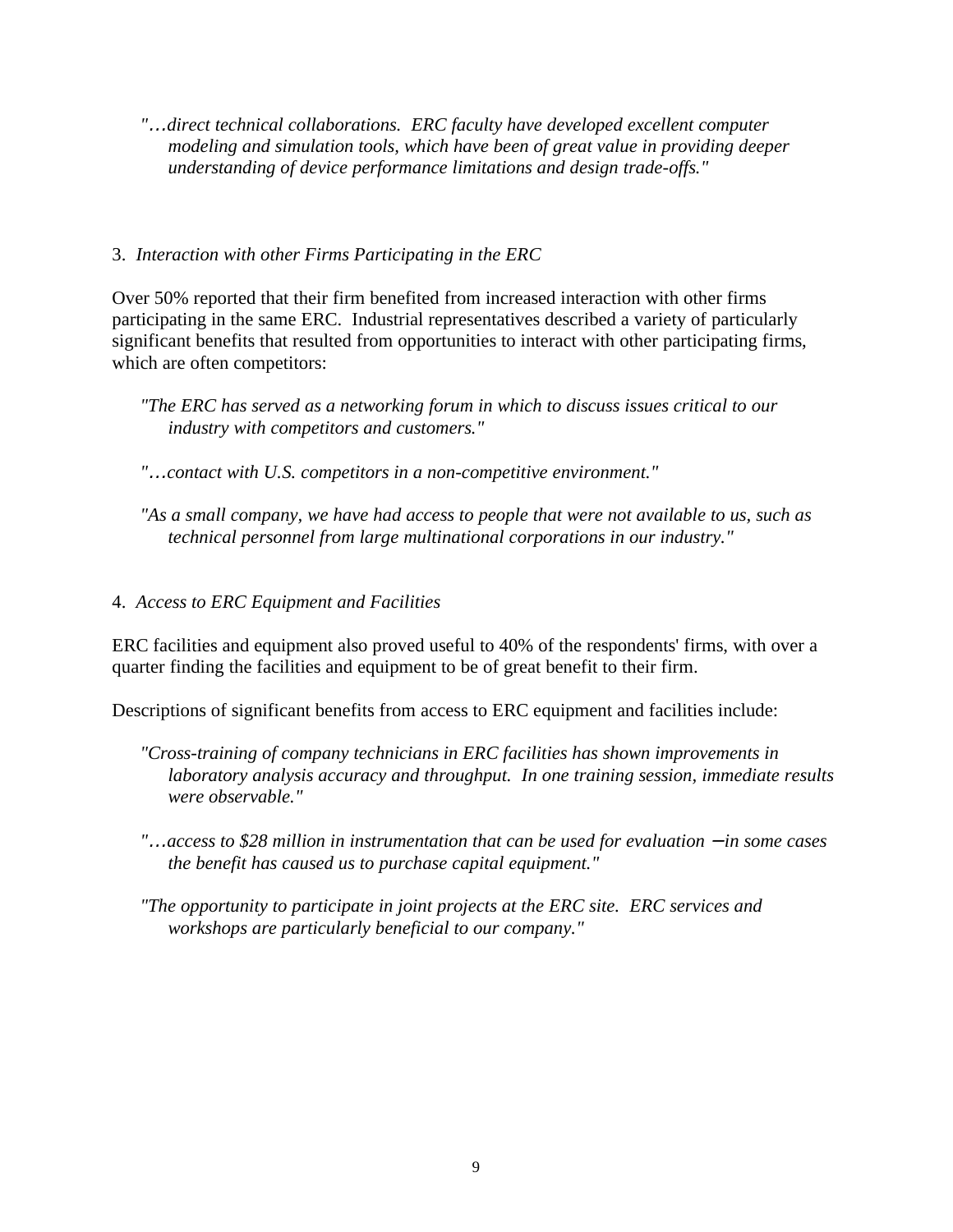*"…direct technical collaborations. ERC faculty have developed excellent computer modeling and simulation tools, which have been of great value in providing deeper understanding of device performance limitations and design trade-offs."*

3. *Interaction with other Firms Participating in the ERC*

Over 50% reported that their firm benefited from increased interaction with other firms participating in the same ERC. Industrial representatives described a variety of particularly significant benefits that resulted from opportunities to interact with other participating firms, which are often competitors:

*"The ERC has served as a networking forum in which to discuss issues critical to our industry with competitors and customers."*

*"…contact with U.S. competitors in a non-competitive environment."*

*"As a small company, we have had access to people that were not available to us, such as technical personnel from large multinational corporations in our industry."*

4. *Access to ERC Equipment and Facilities*

ERC facilities and equipment also proved useful to 40% of the respondents' firms, with over a quarter finding the facilities and equipment to be of great benefit to their firm.

Descriptions of significant benefits from access to ERC equipment and facilities include:

*"Cross-training of company technicians in ERC facilities has shown improvements in laboratory analysis accuracy and throughput. In one training session, immediate results were observable."*

*"…access to $28 million in instrumentation that can be used for evaluation − in some cases the benefit has caused us to purchase capital equipment."*

*"The opportunity to participate in joint projects at the ERC site. ERC services and workshops are particularly beneficial to our company."*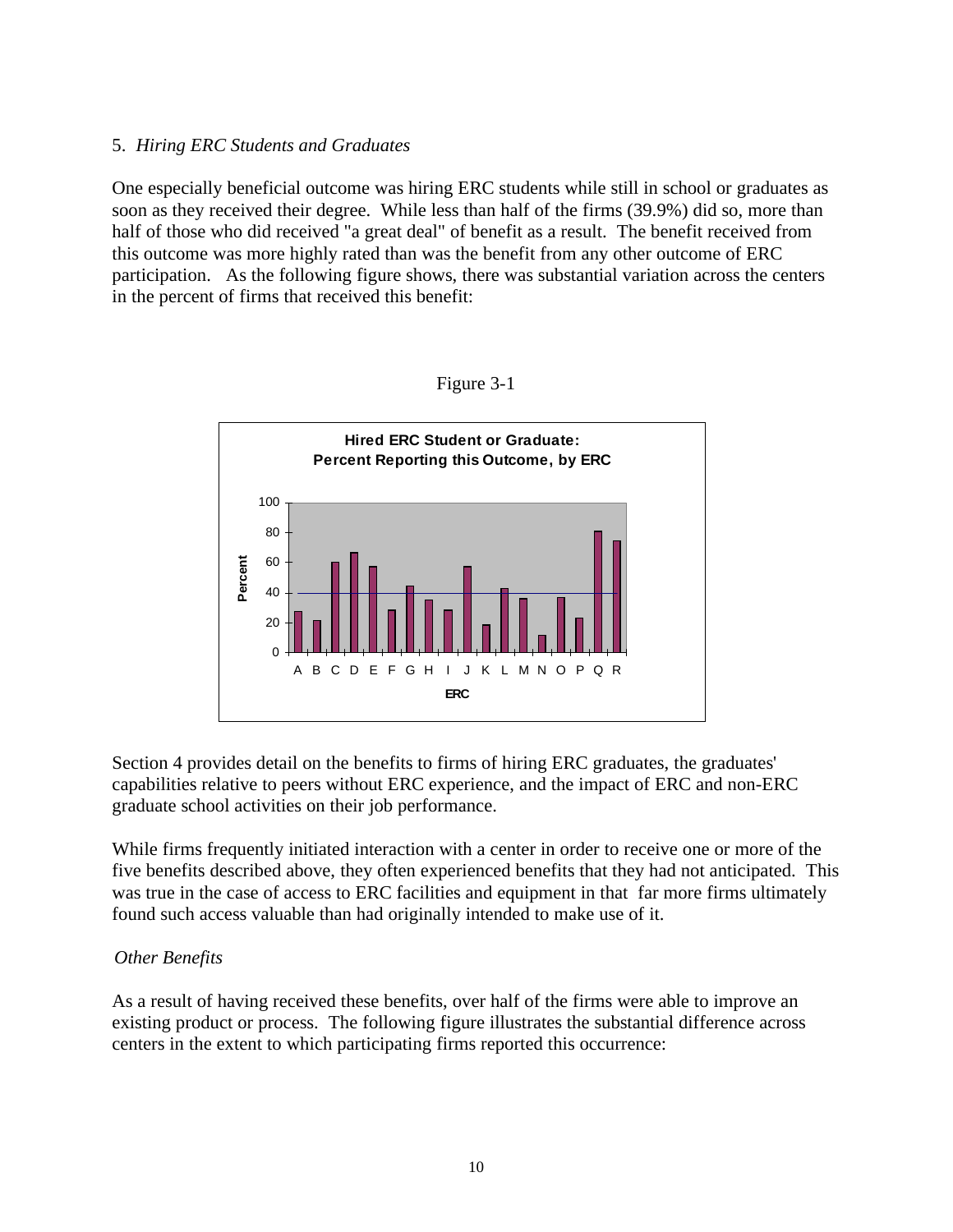5. *Hiring ERC Students and Graduates*

One especially beneficial outcome was hiring ERC students while still in school or graduates as soon as they received their degree. While less than half of the firms (39.9%) did so, more than half of those who did received "a great deal" of benefit as a result. The benefit received from this outcome was more highly rated than was the benefit from any other outcome of ERC participation. As the following figure shows, there was substantial variation across the centers in the percent of firms that received this benefit:

Figure 3-1

**Hired ERC Student or Graduate: Percent Reporting this Outcome, by ERC**

Section 4 provides detail on the benefits to firms of hiring ERC graduates, the graduates' capabilities relative to peers without ERC experience, and the impact of ERC and non-ERC graduate school activities on their job performance.

While firms frequently initiated interaction with a center in order to receive one or more of the five benefits described above, they often experienced benefits that they had not anticipated. This was true in the case of access to ERC facilities and equipment in that far more firms ultimately found such access valuable than had originally intended to make use of it.

*Other Benefits*

As a result of having received these benefits, over half of the firms were able to improve an existing product or process. The following figure illustrates the substantial difference across centers in the extent to which participating firms reported this occurrence: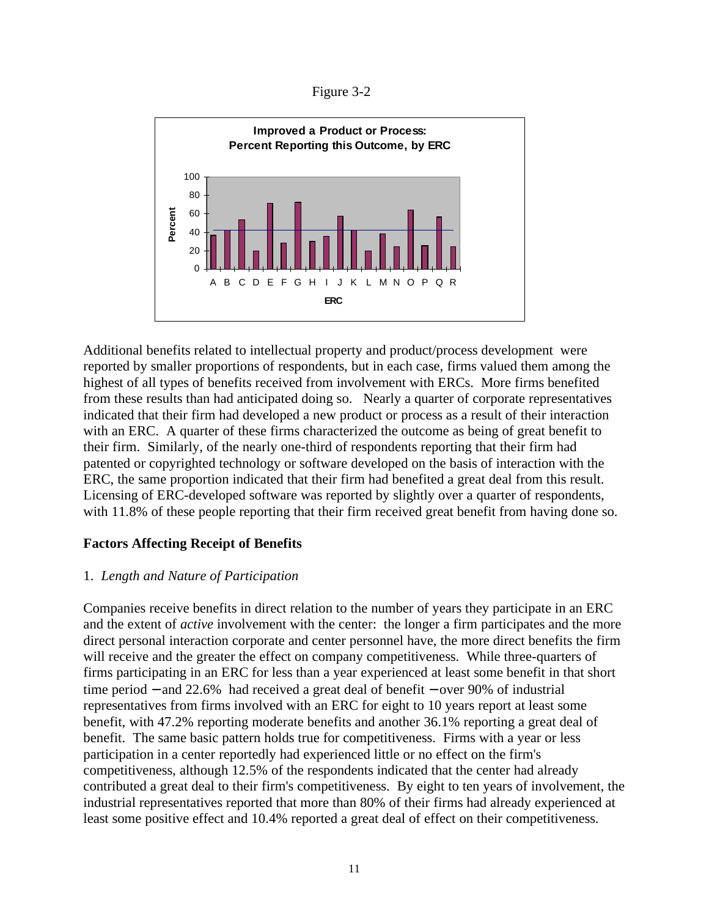Figure 3-2

Additional benefits related to intellectual property and product/process development were reported by smaller proportions of respondents, but in each case, firms valued them among the highest of all types of benefits received from involvement with ERCs. More firms benefited from these results than had anticipated doing so. Nearly a quarter of corporate representatives indicated that their firm had developed a new product or process as a result of their interaction with an ERC. A quarter of these firms characterized the outcome as being of great benefit to their firm. Similarly, of the nearly one-third of respondents reporting that their firm had patented or copyrighted technology or software developed on the basis of interaction with the ERC, the same proportion indicated that their firm had benefited a great deal from this result. Licensing of ERC-developed software was reported by slightly over a quarter of respondents, with 11.8% of these people reporting that their firm received great benefit from having done so.

**Factors Affecting Receipt of Benefits**

1. *Length and Nature of Participation*

Companies receive benefits in direct relation to the number of years they participate in an ERC and the extent of *active* involvement with the center: the longer a firm participates and the more direct personal interaction corporate and center personnel have, the more direct benefits the firm will receive and the greater the effect on company competitiveness. While three-quarters of firms participating in an ERC for less than a year experienced at least some benefit in that short time period – and 22.6% had received a great deal of benefit – over 90% of industrial representatives from firms involved with an ERC for eight to 10 years report at least some benefit, with 47.2% reporting moderate benefits and another 36.1% reporting a great deal of benefit. The same basic pattern holds true for competitiveness. Firms with a year or less participation in a center reportedly had experienced little or no effect on the firm's competitiveness, although 12.5% of the respondents indicated that the center had already contributed a great deal to their firm's competitiveness. By eight to ten years of involvement, the industrial representatives reported that more than 80% of their firms had already experienced at least some positive effect and 10.4% reported a great deal of effect on their competitiveness.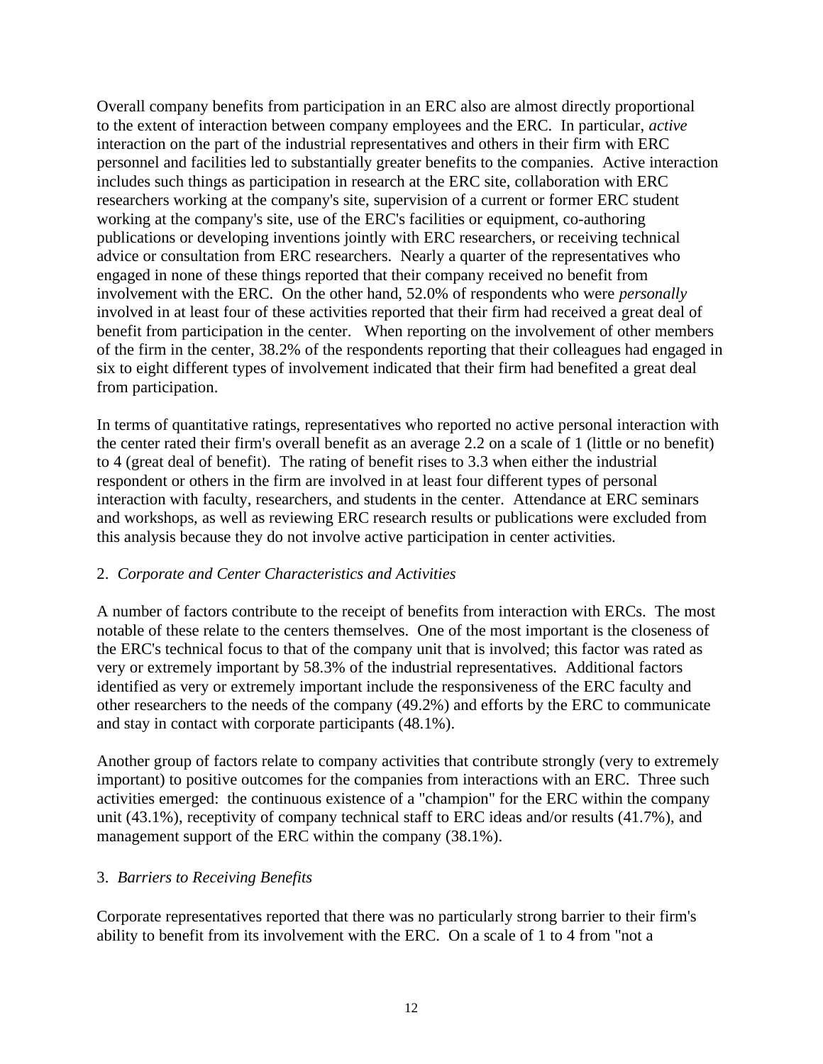Overall company benefits from participation in an ERC also are almost directly proportional to the extent of interaction between company employees and the ERC. In particular, *active* interaction on the part of the industrial representatives and others in their firm with ERC personnel and facilities led to substantially greater benefits to the companies. Active interaction includes such things as participation in research at the ERC site, collaboration with ERC researchers working at the company's site, supervision of a current or former ERC student working at the company's site, use of the ERC's facilities or equipment, co-authoring publications or developing inventions jointly with ERC researchers, or receiving technical advice or consultation from ERC researchers. Nearly a quarter of the representatives who engaged in none of these things reported that their company received no benefit from involvement with the ERC. On the other hand, 52.0% of respondents who were *personally* involved in at least four of these activities reported that their firm had received a great deal of benefit from participation in the center. When reporting on the involvement of other members of the firm in the center, 38.2% of the respondents reporting that their colleagues had engaged in six to eight different types of involvement indicated that their firm had benefited a great deal from participation.

In terms of quantitative ratings, representatives who reported no active personal interaction with the center rated their firm's overall benefit as an average 2.2 on a scale of 1 (little or no benefit) to 4 (great deal of benefit). The rating of benefit rises to 3.3 when either the industrial respondent or others in the firm are involved in at least four different types of personal interaction with faculty, researchers, and students in the center. Attendance at ERC seminars and workshops, as well as reviewing ERC research results or publications were excluded from this analysis because they do not involve active participation in center activities.

2. *Corporate and Center Characteristics and Activities*

A number of factors contribute to the receipt of benefits from interaction with ERCs. The most notable of these relate to the centers themselves. One of the most important is the closeness of the ERC's technical focus to that of the company unit that is involved; this factor was rated as very or extremely important by 58.3% of the industrial representatives. Additional factors identified as very or extremely important include the responsiveness of the ERC faculty and other researchers to the needs of the company (49.2%) and efforts by the ERC to communicate and stay in contact with corporate participants (48.1%).

Another group of factors relate to company activities that contribute strongly (very to extremely important) to positive outcomes for the companies from interactions with an ERC. Three such activities emerged: the continuous existence of a "champion" for the ERC within the company unit (43.1%), receptivity of company technical staff to ERC ideas and/or results (41.7%), and management support of the ERC within the company (38.1%).

3. *Barriers to Receiving Benefits*

Corporate representatives reported that there was no particularly strong barrier to their firm's ability to benefit from its involvement with the ERC. On a scale of 1 to 4 from "not a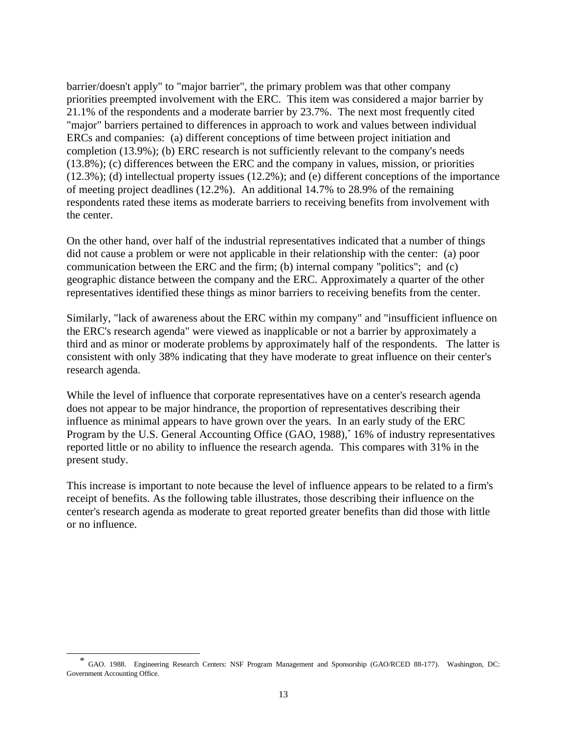barrier/doesn't apply" to "major barrier", the primary problem was that other company priorities preempted involvement with the ERC. This item was considered a major barrier by 21.1% of the respondents and a moderate barrier by 23.7%. The next most frequently cited "major" barriers pertained to differences in approach to work and values between individual ERCs and companies: (a) different conceptions of time between project initiation and completion (13.9%); (b) ERC research is not sufficiently relevant to the company's needs (13.8%); (c) differences between the ERC and the company in values, mission, or priorities (12.3%); (d) intellectual property issues (12.2%); and (e) different conceptions of the importance of meeting project deadlines (12.2%). An additional 14.7% to 28.9% of the remaining respondents rated these items as moderate barriers to receiving benefits from involvement with the center.

On the other hand, over half of the industrial representatives indicated that a number of things did not cause a problem or were not applicable in their relationship with the center: (a) poor communication between the ERC and the firm; (b) internal company "politics"; and (c) geographic distance between the company and the ERC. Approximately a quarter of the other representatives identified these things as minor barriers to receiving benefits from the center.

Similarly, "lack of awareness about the ERC within my company" and "insufficient influence on the ERC's research agenda" were viewed as inapplicable or not a barrier by approximately a third and as minor or moderate problems by approximately half of the respondents. The latter is consistent with only 38% indicating that they have moderate to great influence on their center's research agenda.

While the level of influence that corporate representatives have on a center's research agenda does not appear to be major hindrance, the proportion of representatives describing their influence as minimal appears to have grown over the years. In an early study of the ERC Program by the U.S. General Accounting Office (GAO, 1988),* 16% of industry representatives reported little or no ability to influence the research agenda. This compares with 31% in the present study.

This increase is important to note because the level of influence appears to be related to a firm's receipt of benefits. As the following table illustrates, those describing their influence on the center's research agenda as moderate to great reported greater benefits than did those with little or no influence.

---

* GAO. 1988. Engineering Research Centers: NSF Program Management and Sponsorship (GAO/RCED 88-177). Washington, DC: Government Accounting Office.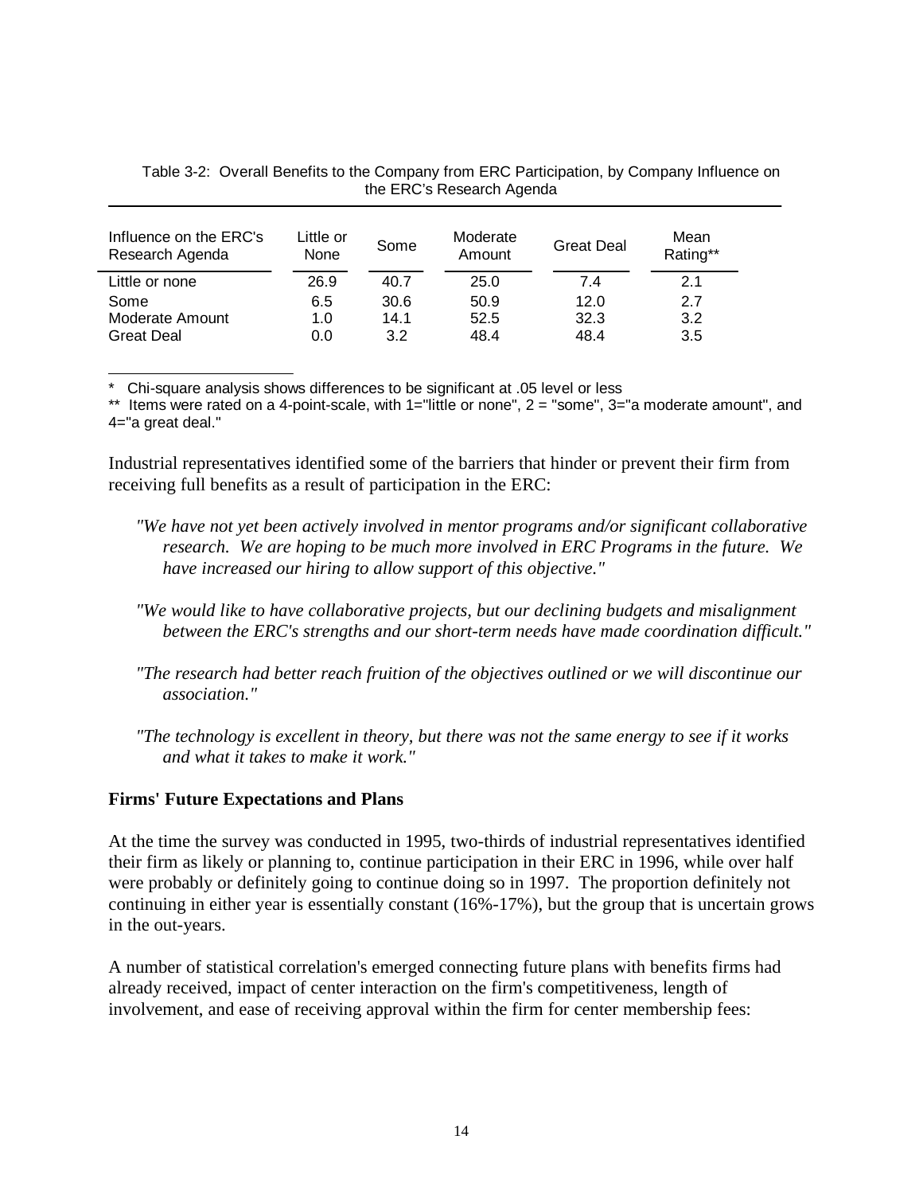Table 3-2: Overall Benefits to the Company from ERC Participation, by Company Influence on the ERC's Research Agenda

| Influence on the ERC's Research Agenda | Little or None | Some | Moderate Amount | Great Deal | Mean Rating** |
|---|---|---|---|---|---|
| Little or none | 26.9 | 40.7 | 25.0 | 7.4 | 2.1 |
| Some | 6.5 | 30.6 | 50.9 | 12.0 | 2.7 |
| Moderate Amount | 1.0 | 14.1 | 52.5 | 32.3 | 3.2 |
| Great Deal | 0.0 | 3.2 | 48.4 | 48.4 | 3.5 |

\* Chi-square analysis shows differences to be significant at .05 level or less

** Items were rated on a 4-point-scale, with 1="little or none", 2 = "some", 3="a moderate amount", and 4="a great deal."

Industrial representatives identified some of the barriers that hinder or prevent their firm from receiving full benefits as a result of participation in the ERC:

> *"We have not yet been actively involved in mentor programs and/or significant collaborative research. We are hoping to be much more involved in ERC Programs in the future. We have increased our hiring to allow support of this objective."*

> *"We would like to have collaborative projects, but our declining budgets and misalignment between the ERC's strengths and our short-term needs have made coordination difficult."*

> *"The research had better reach fruition of the objectives outlined or we will discontinue our association."*

> *"The technology is excellent in theory, but there was not the same energy to see if it works and what it takes to make it work."*

**Firms' Future Expectations and Plans**

At the time the survey was conducted in 1995, two-thirds of industrial representatives identified their firm as likely or planning to, continue participation in their ERC in 1996, while over half were probably or definitely going to continue doing so in 1997. The proportion definitely not continuing in either year is essentially constant (16%-17%), but the group that is uncertain grows in the out-years.

A number of statistical correlation's emerged connecting future plans with benefits firms had already received, impact of center interaction on the firm's competitiveness, length of involvement, and ease of receiving approval within the firm for center membership fees: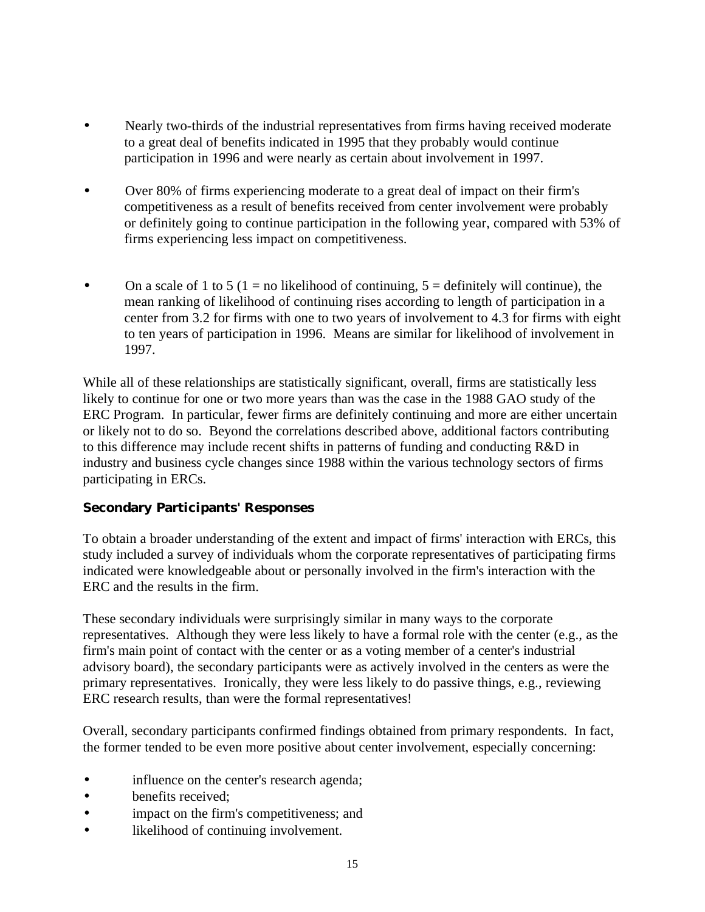- Nearly two-thirds of the industrial representatives from firms having received moderate to a great deal of benefits indicated in 1995 that they probably would continue participation in 1996 and were nearly as certain about involvement in 1997.

- Over 80% of firms experiencing moderate to a great deal of impact on their firm's competitiveness as a result of benefits received from center involvement were probably or definitely going to continue participation in the following year, compared with 53% of firms experiencing less impact on competitiveness.

- On a scale of 1 to 5 (1 = no likelihood of continuing, 5 = definitely will continue), the mean ranking of likelihood of continuing rises according to length of participation in a center from 3.2 for firms with one to two years of involvement to 4.3 for firms with eight to ten years of participation in 1996. Means are similar for likelihood of involvement in 1997.

While all of these relationships are statistically significant, overall, firms are statistically less likely to continue for one or two more years than was the case in the 1988 GAO study of the ERC Program. In particular, fewer firms are definitely continuing and more are either uncertain or likely not to do so. Beyond the correlations described above, additional factors contributing to this difference may include recent shifts in patterns of funding and conducting R&D in industry and business cycle changes since 1988 within the various technology sectors of firms participating in ERCs.

### Secondary Participants' Responses

To obtain a broader understanding of the extent and impact of firms' interaction with ERCs, this study included a survey of individuals whom the corporate representatives of participating firms indicated were knowledgeable about or personally involved in the firm's interaction with the ERC and the results in the firm.

These secondary individuals were surprisingly similar in many ways to the corporate representatives. Although they were less likely to have a formal role with the center (e.g., as the firm's main point of contact with the center or as a voting member of a center's industrial advisory board), the secondary participants were as actively involved in the centers as were the primary representatives. Ironically, they were less likely to do passive things, e.g., reviewing ERC research results, than were the formal representatives!

Overall, secondary participants confirmed findings obtained from primary respondents. In fact, the former tended to be even more positive about center involvement, especially concerning:

- influence on the center's research agenda;
- benefits received;
- impact on the firm's competitiveness; and
- likelihood of continuing involvement.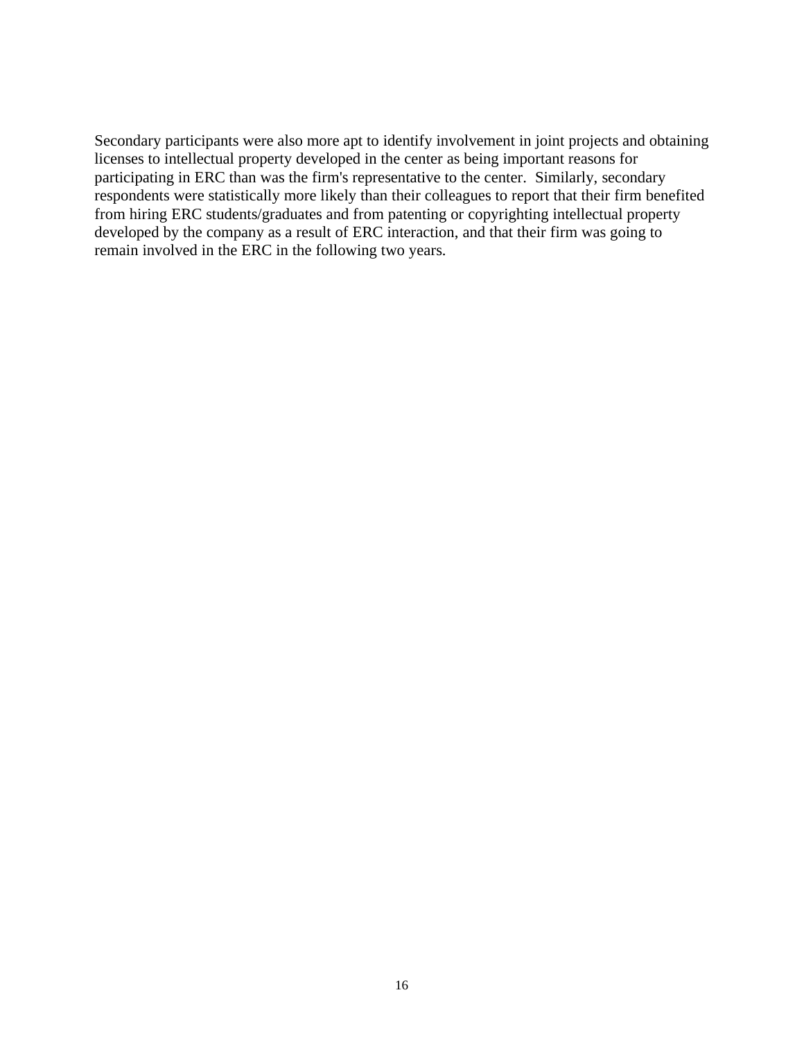Secondary participants were also more apt to identify involvement in joint projects and obtaining licenses to intellectual property developed in the center as being important reasons for participating in ERC than was the firm's representative to the center. Similarly, secondary respondents were statistically more likely than their colleagues to report that their firm benefited from hiring ERC students/graduates and from patenting or copyrighting intellectual property developed by the company as a result of ERC interaction, and that their firm was going to remain involved in the ERC in the following two years.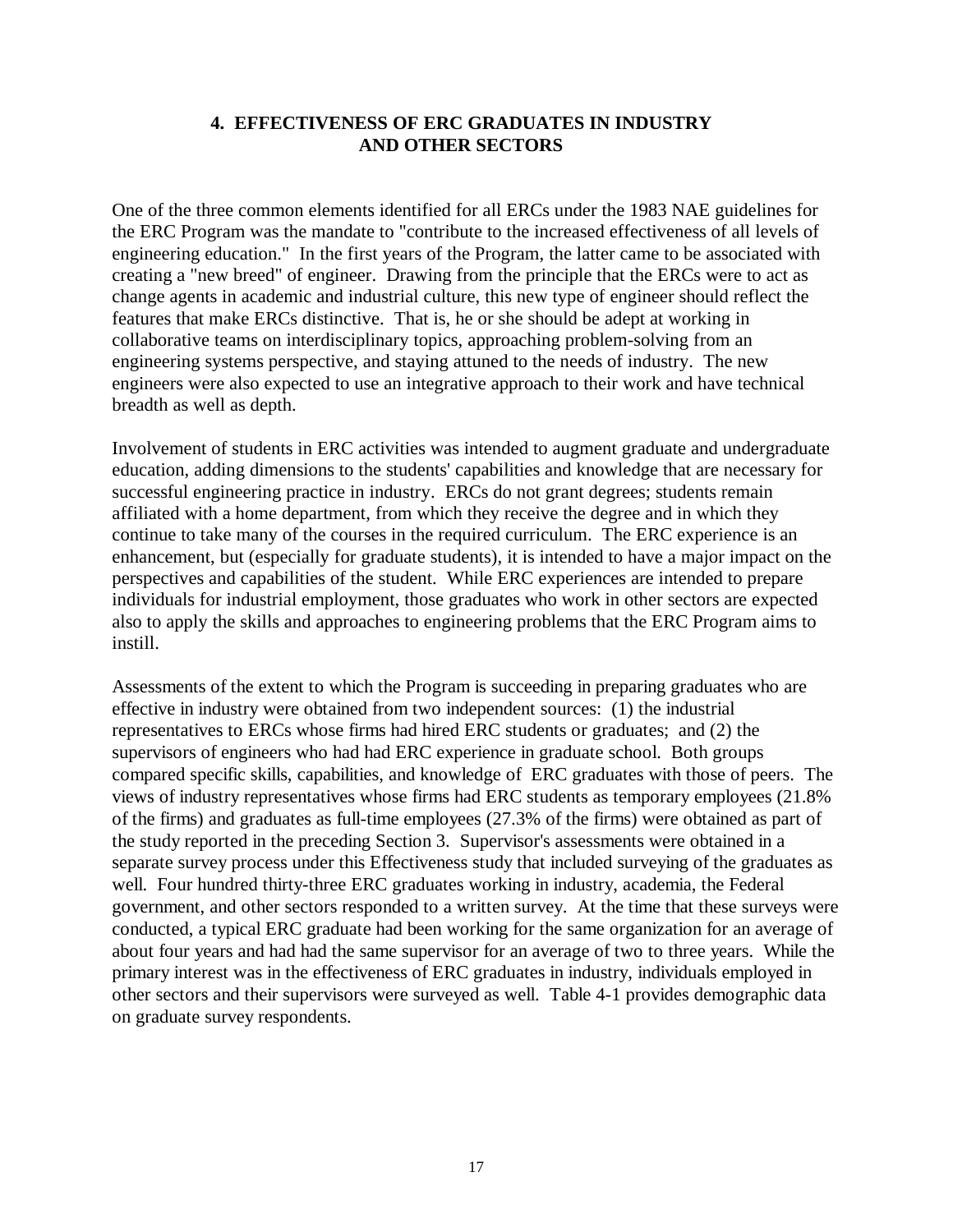## 4. EFFECTIVENESS OF ERC GRADUATES IN INDUSTRY AND OTHER SECTORS

One of the three common elements identified for all ERCs under the 1983 NAE guidelines for the ERC Program was the mandate to "contribute to the increased effectiveness of all levels of engineering education." In the first years of the Program, the latter came to be associated with creating a "new breed" of engineer. Drawing from the principle that the ERCs were to act as change agents in academic and industrial culture, this new type of engineer should reflect the features that make ERCs distinctive. That is, he or she should be adept at working in collaborative teams on interdisciplinary topics, approaching problem-solving from an engineering systems perspective, and staying attuned to the needs of industry. The new engineers were also expected to use an integrative approach to their work and have technical breadth as well as depth.

Involvement of students in ERC activities was intended to augment graduate and undergraduate education, adding dimensions to the students' capabilities and knowledge that are necessary for successful engineering practice in industry. ERCs do not grant degrees; students remain affiliated with a home department, from which they receive the degree and in which they continue to take many of the courses in the required curriculum. The ERC experience is an enhancement, but (especially for graduate students), it is intended to have a major impact on the perspectives and capabilities of the student. While ERC experiences are intended to prepare individuals for industrial employment, those graduates who work in other sectors are expected also to apply the skills and approaches to engineering problems that the ERC Program aims to instill.

Assessments of the extent to which the Program is succeeding in preparing graduates who are effective in industry were obtained from two independent sources: (1) the industrial representatives to ERCs whose firms had hired ERC students or graduates; and (2) the supervisors of engineers who had had ERC experience in graduate school. Both groups compared specific skills, capabilities, and knowledge of ERC graduates with those of peers. The views of industry representatives whose firms had ERC students as temporary employees (21.8% of the firms) and graduates as full-time employees (27.3% of the firms) were obtained as part of the study reported in the preceding Section 3. Supervisor's assessments were obtained in a separate survey process under this Effectiveness study that included surveying of the graduates as well. Four hundred thirty-three ERC graduates working in industry, academia, the Federal government, and other sectors responded to a written survey. At the time that these surveys were conducted, a typical ERC graduate had been working for the same organization for an average of about four years and had had the same supervisor for an average of two to three years. While the primary interest was in the effectiveness of ERC graduates in industry, individuals employed in other sectors and their supervisors were surveyed as well. Table 4-1 provides demographic data on graduate survey respondents.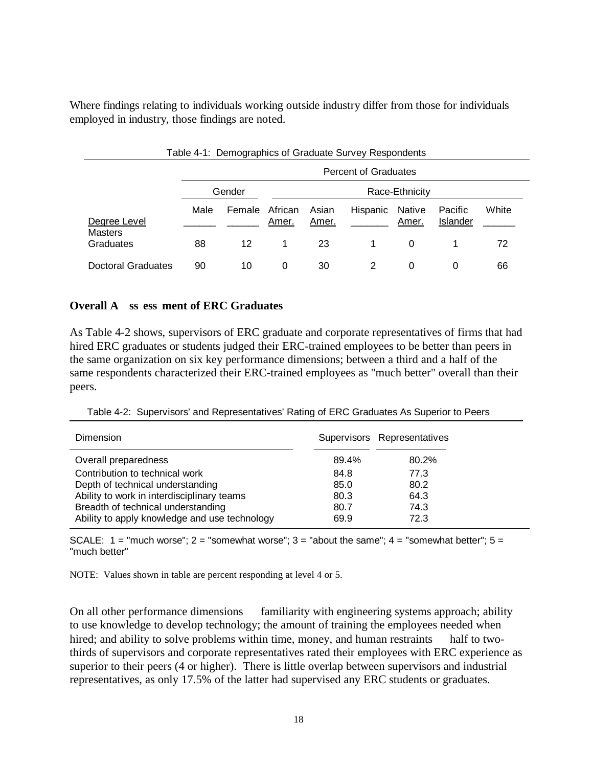Where findings relating to individuals working outside industry differ from those for individuals employed in industry, those findings are noted.

Table 4-1: Demographics of Graduate Survey Respondents

| | Percent of Graduates | | | | | | | |
|---|---|---|---|---|---|---|---|---|
| | Gender | | Race-Ethnicity | | | | | |
| Degree Level | Male | Female | African Amer. | Asian Amer. | Hispanic | Native Amer. | Pacific Islander | White |
| Masters Graduates | 88 | 12 | 1 | 23 | 1 | 0 | 1 | 72 |
| Doctoral Graduates | 90 | 10 | 0 | 30 | 2 | 0 | 0 | 66 |

## Overall Assessment of ERC Graduates

As Table 4-2 shows, supervisors of ERC graduate and corporate representatives of firms that had hired ERC graduates or students judged their ERC-trained employees to be better than peers in the same organization on six key performance dimensions; between a third and a half of the same respondents characterized their ERC-trained employees as "much better" overall than their peers.

Table 4-2: Supervisors' and Representatives' Rating of ERC Graduates As Superior to Peers

| Dimension | Supervisors | Representatives |
|---|---|---|
| Overall preparedness | 89.4% | 80.2% |
| Contribution to technical work | 84.8 | 77.3 |
| Depth of technical understanding | 85.0 | 80.2 |
| Ability to work in interdisciplinary teams | 80.3 | 64.3 |
| Breadth of technical understanding | 80.7 | 74.3 |
| Ability to apply knowledge and use technology | 69.9 | 72.3 |

SCALE: 1 = "much worse"; 2 = "somewhat worse"; 3 = "about the same"; 4 = "somewhat better"; 5 = "much better"

NOTE: Values shown in table are percent responding at level 4 or 5.

On all other performance dimensions familiarity with engineering systems approach; ability to use knowledge to develop technology; the amount of training the employees needed when hired; and ability to solve problems within time, money, and human restraints half to two-thirds of supervisors and corporate representatives rated their employees with ERC experience as superior to their peers (4 or higher). There is little overlap between supervisors and industrial representatives, as only 17.5% of the latter had supervised any ERC students or graduates.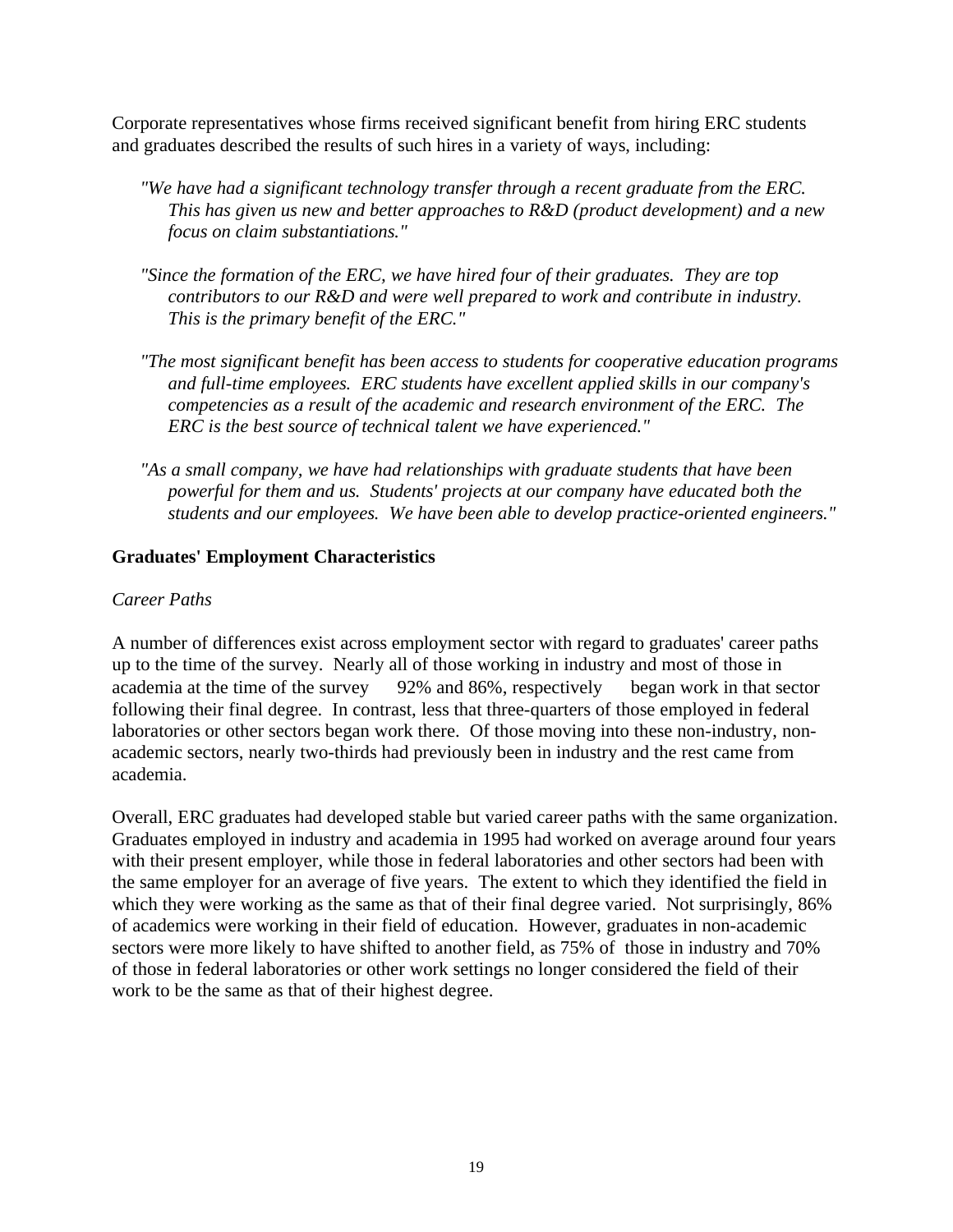Corporate representatives whose firms received significant benefit from hiring ERC students and graduates described the results of such hires in a variety of ways, including:

> *"We have had a significant technology transfer through a recent graduate from the ERC. This has given us new and better approaches to R&D (product development) and a new focus on claim substantiations."*

> *"Since the formation of the ERC, we have hired four of their graduates. They are top contributors to our R&D and were well prepared to work and contribute in industry. This is the primary benefit of the ERC."*

> *"The most significant benefit has been access to students for cooperative education programs and full-time employees. ERC students have excellent applied skills in our company's competencies as a result of the academic and research environment of the ERC. The ERC is the best source of technical talent we have experienced."*

> *"As a small company, we have had relationships with graduate students that have been powerful for them and us. Students' projects at our company have educated both the students and our employees. We have been able to develop practice-oriented engineers."*

## Graduates' Employment Characteristics

### *Career Paths*

A number of differences exist across employment sector with regard to graduates' career paths up to the time of the survey. Nearly all of those working in industry and most of those in academia at the time of the survey — 92% and 86%, respectively — began work in that sector following their final degree. In contrast, less that three-quarters of those employed in federal laboratories or other sectors began work there. Of those moving into these non-industry, non-academic sectors, nearly two-thirds had previously been in industry and the rest came from academia.

Overall, ERC graduates had developed stable but varied career paths with the same organization. Graduates employed in industry and academia in 1995 had worked on average around four years with their present employer, while those in federal laboratories and other sectors had been with the same employer for an average of five years. The extent to which they identified the field in which they were working as the same as that of their final degree varied. Not surprisingly, 86% of academics were working in their field of education. However, graduates in non-academic sectors were more likely to have shifted to another field, as 75% of those in industry and 70% of those in federal laboratories or other work settings no longer considered the field of their work to be the same as that of their highest degree.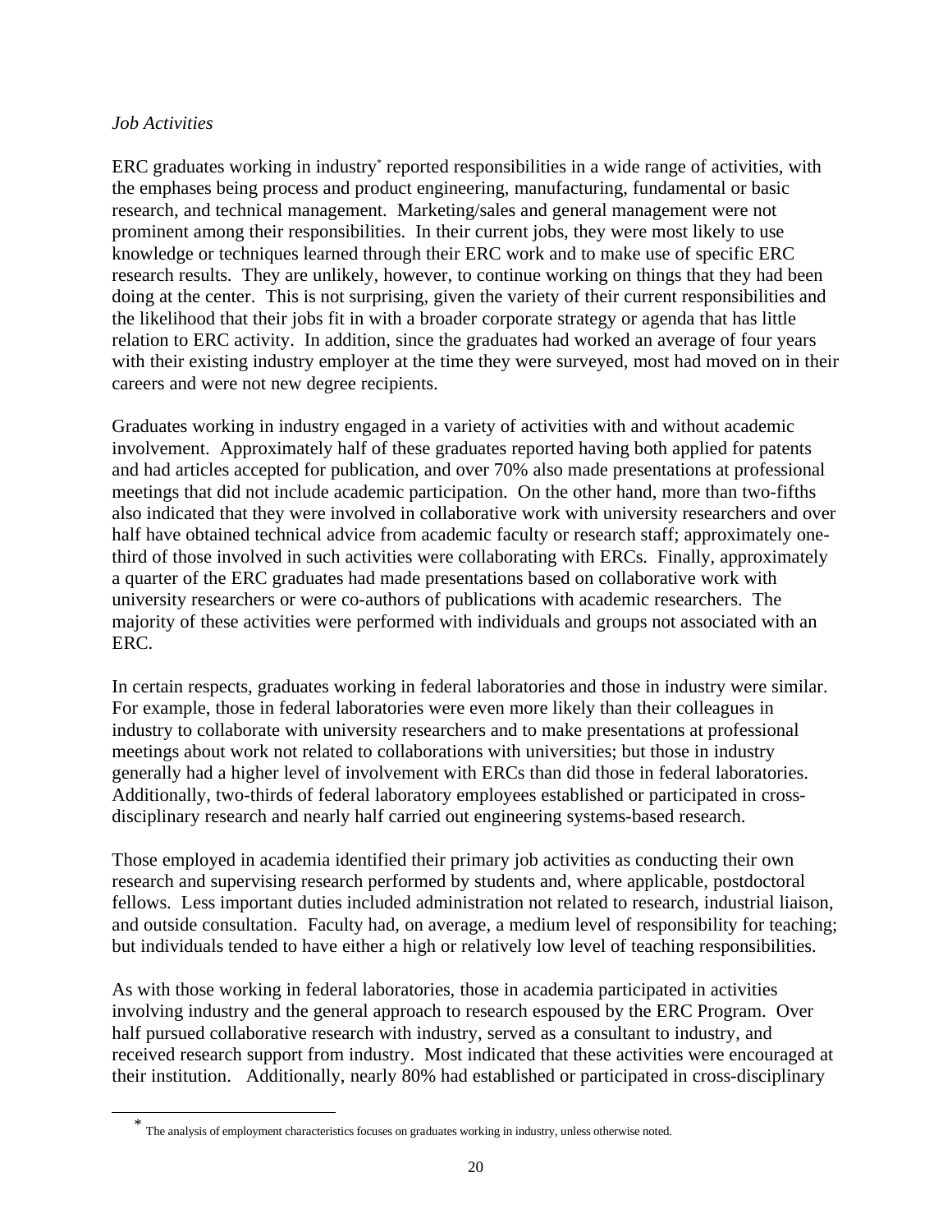*Job Activities*

ERC graduates working in industry* reported responsibilities in a wide range of activities, with the emphases being process and product engineering, manufacturing, fundamental or basic research, and technical management. Marketing/sales and general management were not prominent among their responsibilities. In their current jobs, they were most likely to use knowledge or techniques learned through their ERC work and to make use of specific ERC research results. They are unlikely, however, to continue working on things that they had been doing at the center. This is not surprising, given the variety of their current responsibilities and the likelihood that their jobs fit in with a broader corporate strategy or agenda that has little relation to ERC activity. In addition, since the graduates had worked an average of four years with their existing industry employer at the time they were surveyed, most had moved on in their careers and were not new degree recipients.

Graduates working in industry engaged in a variety of activities with and without academic involvement. Approximately half of these graduates reported having both applied for patents and had articles accepted for publication, and over 70% also made presentations at professional meetings that did not include academic participation. On the other hand, more than two-fifths also indicated that they were involved in collaborative work with university researchers and over half have obtained technical advice from academic faculty or research staff; approximately one-third of those involved in such activities were collaborating with ERCs. Finally, approximately a quarter of the ERC graduates had made presentations based on collaborative work with university researchers or were co-authors of publications with academic researchers. The majority of these activities were performed with individuals and groups not associated with an ERC.

In certain respects, graduates working in federal laboratories and those in industry were similar. For example, those in federal laboratories were even more likely than their colleagues in industry to collaborate with university researchers and to make presentations at professional meetings about work not related to collaborations with universities; but those in industry generally had a higher level of involvement with ERCs than did those in federal laboratories. Additionally, two-thirds of federal laboratory employees established or participated in cross-disciplinary research and nearly half carried out engineering systems-based research.

Those employed in academia identified their primary job activities as conducting their own research and supervising research performed by students and, where applicable, postdoctoral fellows. Less important duties included administration not related to research, industrial liaison, and outside consultation. Faculty had, on average, a medium level of responsibility for teaching; but individuals tended to have either a high or relatively low level of teaching responsibilities.

As with those working in federal laboratories, those in academia participated in activities involving industry and the general approach to research espoused by the ERC Program. Over half pursued collaborative research with industry, served as a consultant to industry, and received research support from industry. Most indicated that these activities were encouraged at their institution. Additionally, nearly 80% had established or participated in cross-disciplinary

* The analysis of employment characteristics focuses on graduates working in industry, unless otherwise noted.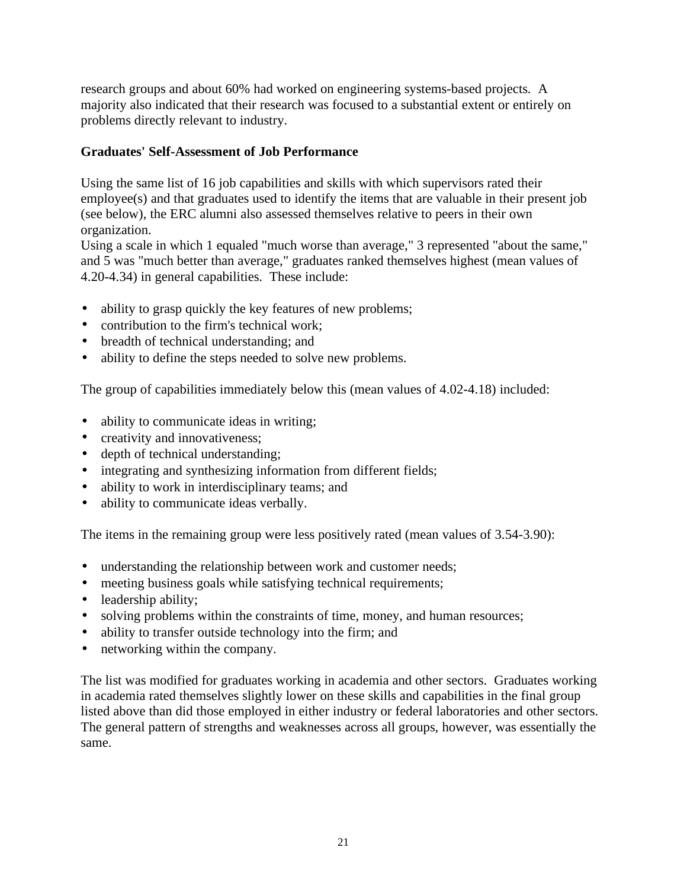research groups and about 60% had worked on engineering systems-based projects. A majority also indicated that their research was focused to a substantial extent or entirely on problems directly relevant to industry.

**Graduates' Self-Assessment of Job Performance**

Using the same list of 16 job capabilities and skills with which supervisors rated their employee(s) and that graduates used to identify the items that are valuable in their present job (see below), the ERC alumni also assessed themselves relative to peers in their own organization.

Using a scale in which 1 equaled "much worse than average," 3 represented "about the same," and 5 was "much better than average," graduates ranked themselves highest (mean values of 4.20-4.34) in general capabilities. These include:

- ability to grasp quickly the key features of new problems;
- contribution to the firm's technical work;
- breadth of technical understanding; and
- ability to define the steps needed to solve new problems.

The group of capabilities immediately below this (mean values of 4.02-4.18) included:

- ability to communicate ideas in writing;
- creativity and innovativeness;
- depth of technical understanding;
- integrating and synthesizing information from different fields;
- ability to work in interdisciplinary teams; and
- ability to communicate ideas verbally.

The items in the remaining group were less positively rated (mean values of 3.54-3.90):

- understanding the relationship between work and customer needs;
- meeting business goals while satisfying technical requirements;
- leadership ability;
- solving problems within the constraints of time, money, and human resources;
- ability to transfer outside technology into the firm; and
- networking within the company.

The list was modified for graduates working in academia and other sectors. Graduates working in academia rated themselves slightly lower on these skills and capabilities in the final group listed above than did those employed in either industry or federal laboratories and other sectors. The general pattern of strengths and weaknesses across all groups, however, was essentially the same.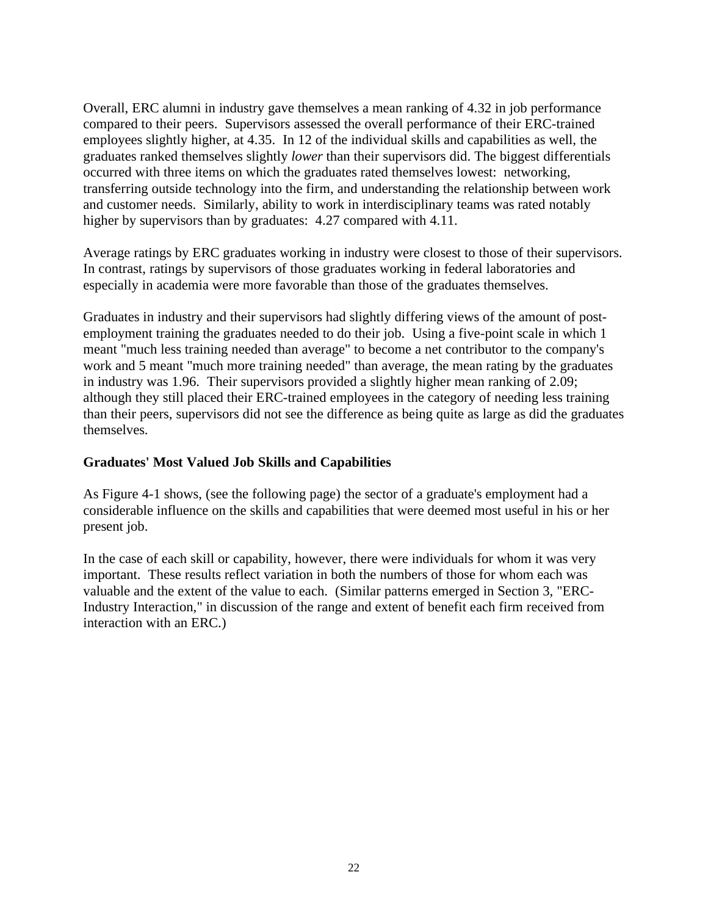Overall, ERC alumni in industry gave themselves a mean ranking of 4.32 in job performance compared to their peers. Supervisors assessed the overall performance of their ERC-trained employees slightly higher, at 4.35. In 12 of the individual skills and capabilities as well, the graduates ranked themselves slightly *lower* than their supervisors did. The biggest differentials occurred with three items on which the graduates rated themselves lowest: networking, transferring outside technology into the firm, and understanding the relationship between work and customer needs. Similarly, ability to work in interdisciplinary teams was rated notably higher by supervisors than by graduates: 4.27 compared with 4.11.

Average ratings by ERC graduates working in industry were closest to those of their supervisors. In contrast, ratings by supervisors of those graduates working in federal laboratories and especially in academia were more favorable than those of the graduates themselves.

Graduates in industry and their supervisors had slightly differing views of the amount of post-employment training the graduates needed to do their job. Using a five-point scale in which 1 meant "much less training needed than average" to become a net contributor to the company's work and 5 meant "much more training needed" than average, the mean rating by the graduates in industry was 1.96. Their supervisors provided a slightly higher mean ranking of 2.09; although they still placed their ERC-trained employees in the category of needing less training than their peers, supervisors did not see the difference as being quite as large as did the graduates themselves.

### Graduates' Most Valued Job Skills and Capabilities

As Figure 4-1 shows, (see the following page) the sector of a graduate's employment had a considerable influence on the skills and capabilities that were deemed most useful in his or her present job.

In the case of each skill or capability, however, there were individuals for whom it was very important. These results reflect variation in both the numbers of those for whom each was valuable and the extent of the value to each. (Similar patterns emerged in Section 3, "ERC-Industry Interaction," in discussion of the range and extent of benefit each firm received from interaction with an ERC.)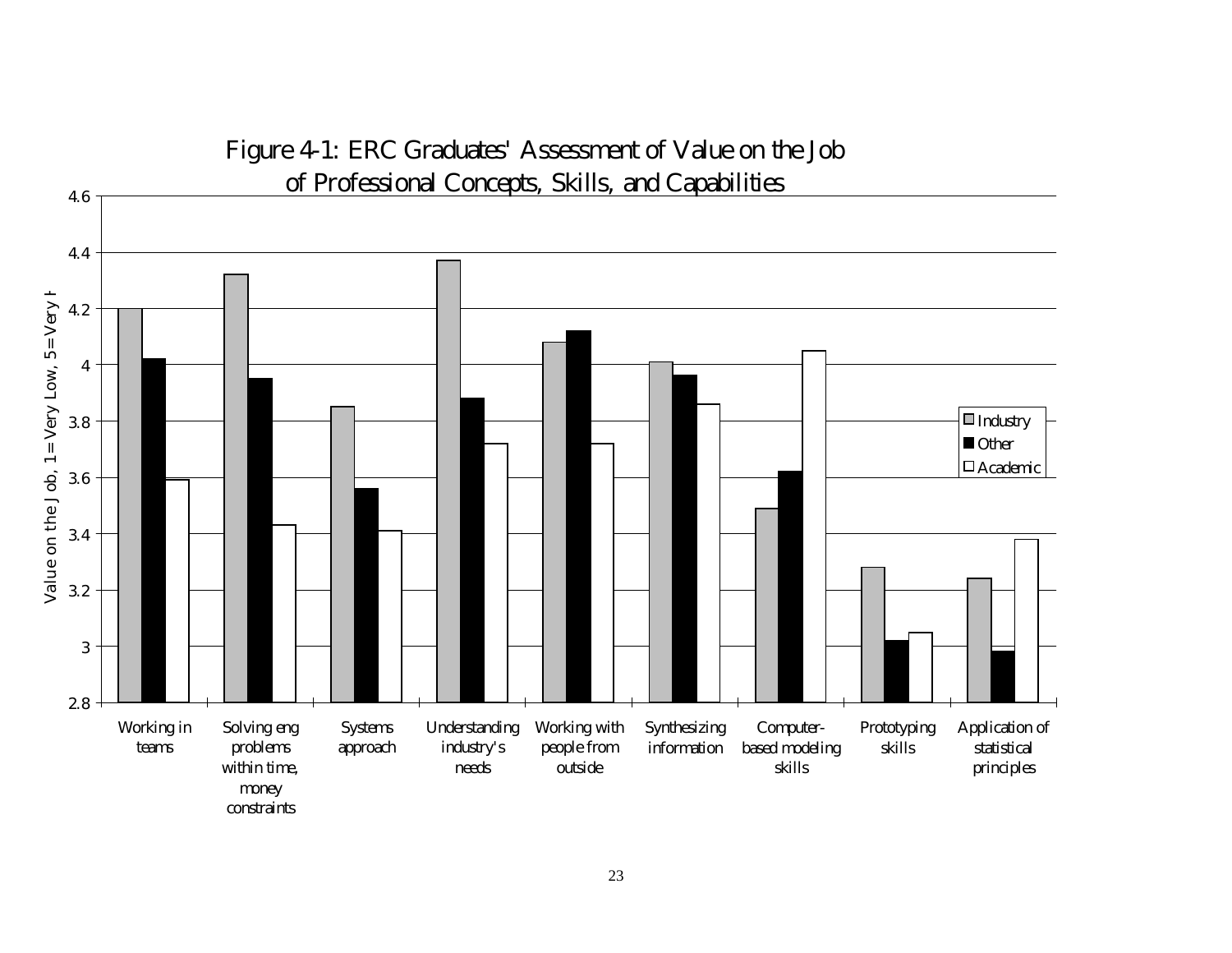Figure 4-1: ERC Graduates' Assessment of Value on the Job of Professional Concepts, Skills, and Capabilities

Value on the Job, 1=Very Low, 5=Very H

4.6
4.4
4.2
4
3.8
3.6
3.4
3.2
3
2.8

Working in teams | Solving eng problems within time, money constraints | Systems approach | Understanding industry's needs | Working with people from outside | Synthesizing information | Computer-based modeling skills | Prototyping skills | Application of statistical principles

Industry
Other
Academic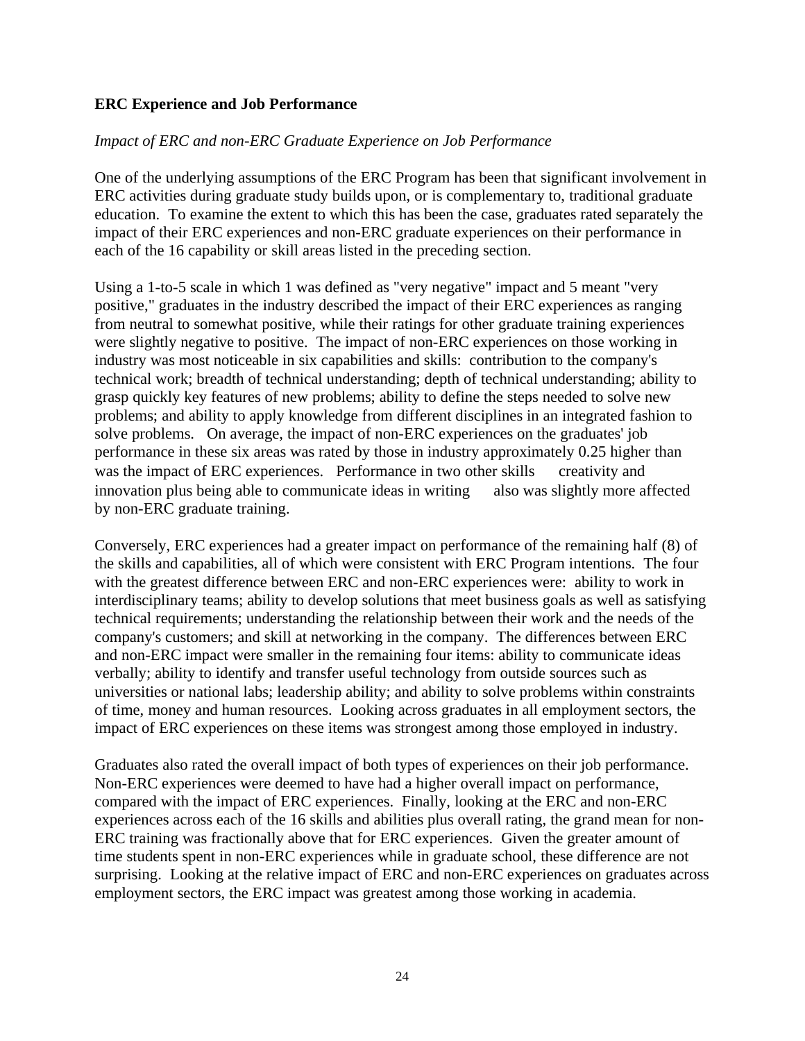### ERC Experience and Job Performance

*Impact of ERC and non-ERC Graduate Experience on Job Performance*

One of the underlying assumptions of the ERC Program has been that significant involvement in ERC activities during graduate study builds upon, or is complementary to, traditional graduate education. To examine the extent to which this has been the case, graduates rated separately the impact of their ERC experiences and non-ERC graduate experiences on their performance in each of the 16 capability or skill areas listed in the preceding section.

Using a 1-to-5 scale in which 1 was defined as "very negative" impact and 5 meant "very positive," graduates in the industry described the impact of their ERC experiences as ranging from neutral to somewhat positive, while their ratings for other graduate training experiences were slightly negative to positive. The impact of non-ERC experiences on those working in industry was most noticeable in six capabilities and skills: contribution to the company's technical work; breadth of technical understanding; depth of technical understanding; ability to grasp quickly key features of new problems; ability to define the steps needed to solve new problems; and ability to apply knowledge from different disciplines in an integrated fashion to solve problems. On average, the impact of non-ERC experiences on the graduates' job performance in these six areas was rated by those in industry approximately 0.25 higher than was the impact of ERC experiences. Performance in two other skills creativity and innovation plus being able to communicate ideas in writing also was slightly more affected by non-ERC graduate training.

Conversely, ERC experiences had a greater impact on performance of the remaining half (8) of the skills and capabilities, all of which were consistent with ERC Program intentions. The four with the greatest difference between ERC and non-ERC experiences were: ability to work in interdisciplinary teams; ability to develop solutions that meet business goals as well as satisfying technical requirements; understanding the relationship between their work and the needs of the company's customers; and skill at networking in the company. The differences between ERC and non-ERC impact were smaller in the remaining four items: ability to communicate ideas verbally; ability to identify and transfer useful technology from outside sources such as universities or national labs; leadership ability; and ability to solve problems within constraints of time, money and human resources. Looking across graduates in all employment sectors, the impact of ERC experiences on these items was strongest among those employed in industry.

Graduates also rated the overall impact of both types of experiences on their job performance. Non-ERC experiences were deemed to have had a higher overall impact on performance, compared with the impact of ERC experiences. Finally, looking at the ERC and non-ERC experiences across each of the 16 skills and abilities plus overall rating, the grand mean for non-ERC training was fractionally above that for ERC experiences. Given the greater amount of time students spent in non-ERC experiences while in graduate school, these difference are not surprising. Looking at the relative impact of ERC and non-ERC experiences on graduates across employment sectors, the ERC impact was greatest among those working in academia.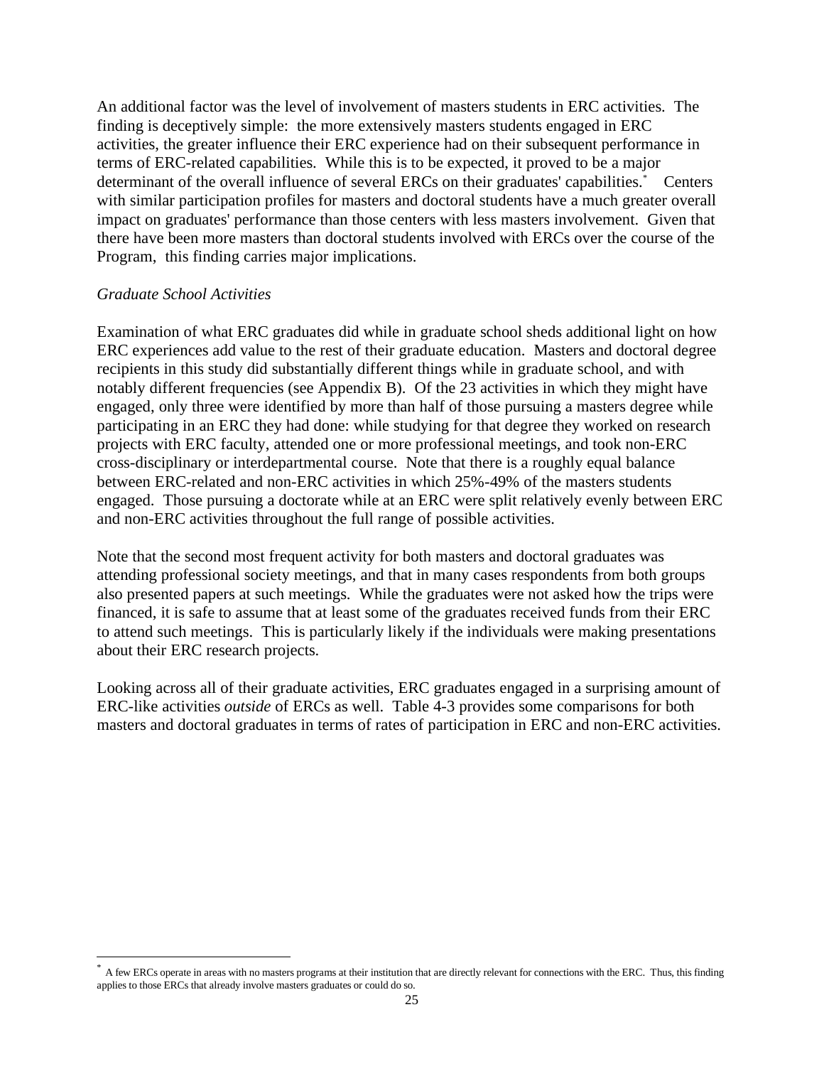An additional factor was the level of involvement of masters students in ERC activities. The finding is deceptively simple: the more extensively masters students engaged in ERC activities, the greater influence their ERC experience had on their subsequent performance in terms of ERC-related capabilities. While this is to be expected, it proved to be a major determinant of the overall influence of several ERCs on their graduates' capabilities.[*] Centers with similar participation profiles for masters and doctoral students have a much greater overall impact on graduates' performance than those centers with less masters involvement. Given that there have been more masters than doctoral students involved with ERCs over the course of the Program, this finding carries major implications.

*Graduate School Activities*

Examination of what ERC graduates did while in graduate school sheds additional light on how ERC experiences add value to the rest of their graduate education. Masters and doctoral degree recipients in this study did substantially different things while in graduate school, and with notably different frequencies (see Appendix B). Of the 23 activities in which they might have engaged, only three were identified by more than half of those pursuing a masters degree while participating in an ERC they had done: while studying for that degree they worked on research projects with ERC faculty, attended one or more professional meetings, and took non-ERC cross-disciplinary or interdepartmental course. Note that there is a roughly equal balance between ERC-related and non-ERC activities in which 25%-49% of the masters students engaged. Those pursuing a doctorate while at an ERC were split relatively evenly between ERC and non-ERC activities throughout the full range of possible activities.

Note that the second most frequent activity for both masters and doctoral graduates was attending professional society meetings, and that in many cases respondents from both groups also presented papers at such meetings. While the graduates were not asked how the trips were financed, it is safe to assume that at least some of the graduates received funds from their ERC to attend such meetings. This is particularly likely if the individuals were making presentations about their ERC research projects.

Looking across all of their graduate activities, ERC graduates engaged in a surprising amount of ERC-like activities *outside* of ERCs as well. Table 4-3 provides some comparisons for both masters and doctoral graduates in terms of rates of participation in ERC and non-ERC activities.

---

[*] A few ERCs operate in areas with no masters programs at their institution that are directly relevant for connections with the ERC. Thus, this finding applies to those ERCs that already involve masters graduates or could do so.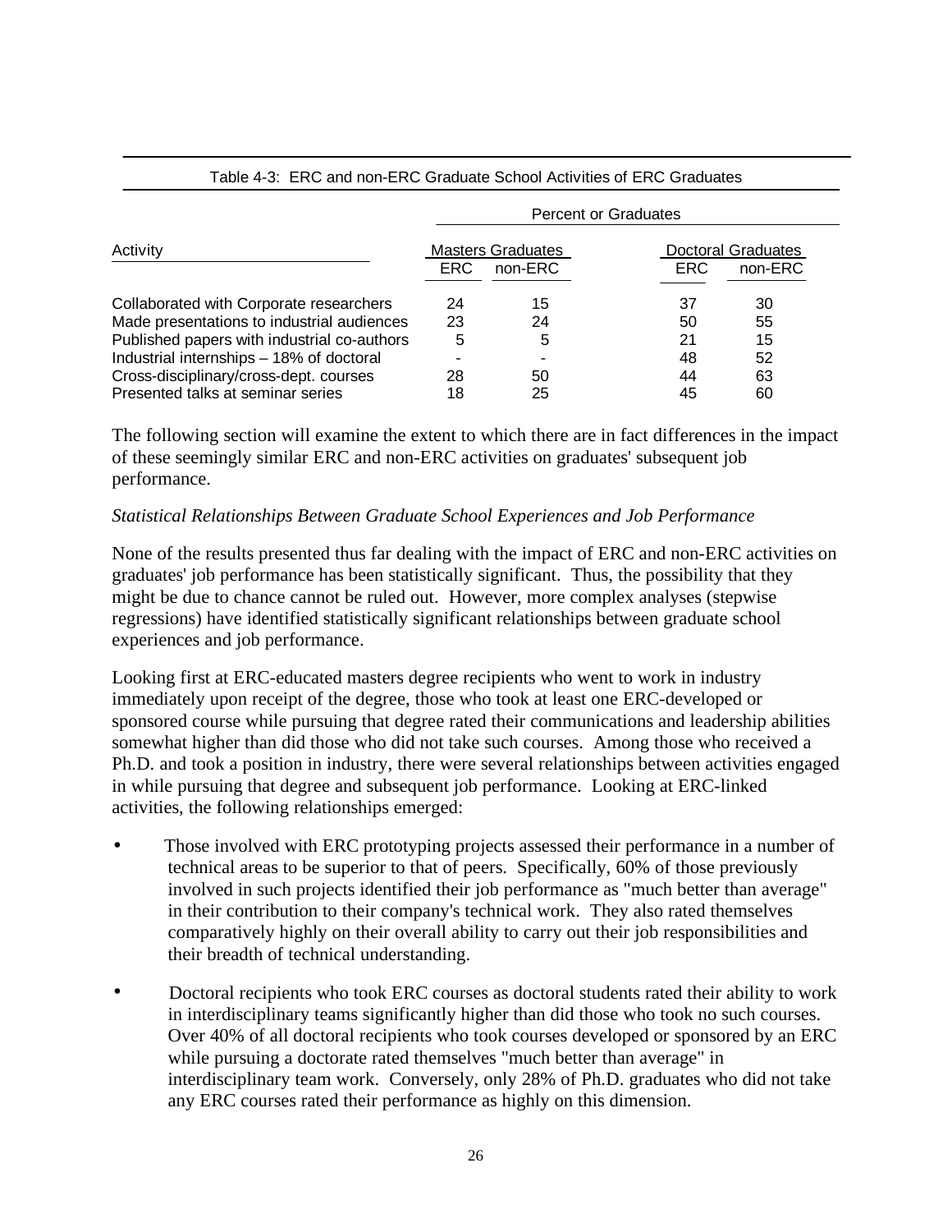Table 4-3: ERC and non-ERC Graduate School Activities of ERC Graduates

| Activity | Percent or Graduates | | | |
|---|---|---|---|---|
| | Masters Graduates | | Doctoral Graduates | |
| | ERC | non-ERC | ERC | non-ERC |
| Collaborated with Corporate researchers | 24 | 15 | 37 | 30 |
| Made presentations to industrial audiences | 23 | 24 | 50 | 55 |
| Published papers with industrial co-authors | 5 | 5 | 21 | 15 |
| Industrial internships – 18% of doctoral | - | - | 48 | 52 |
| Cross-disciplinary/cross-dept. courses | 28 | 50 | 44 | 63 |
| Presented talks at seminar series | 18 | 25 | 45 | 60 |

The following section will examine the extent to which there are in fact differences in the impact of these seemingly similar ERC and non-ERC activities on graduates' subsequent job performance.

*Statistical Relationships Between Graduate School Experiences and Job Performance*

None of the results presented thus far dealing with the impact of ERC and non-ERC activities on graduates' job performance has been statistically significant. Thus, the possibility that they might be due to chance cannot be ruled out. However, more complex analyses (stepwise regressions) have identified statistically significant relationships between graduate school experiences and job performance.

Looking first at ERC-educated masters degree recipients who went to work in industry immediately upon receipt of the degree, those who took at least one ERC-developed or sponsored course while pursuing that degree rated their communications and leadership abilities somewhat higher than did those who did not take such courses. Among those who received a Ph.D. and took a position in industry, there were several relationships between activities engaged in while pursuing that degree and subsequent job performance. Looking at ERC-linked activities, the following relationships emerged:

- Those involved with ERC prototyping projects assessed their performance in a number of technical areas to be superior to that of peers. Specifically, 60% of those previously involved in such projects identified their job performance as "much better than average" in their contribution to their company's technical work. They also rated themselves comparatively highly on their overall ability to carry out their job responsibilities and their breadth of technical understanding.

- Doctoral recipients who took ERC courses as doctoral students rated their ability to work in interdisciplinary teams significantly higher than did those who took no such courses. Over 40% of all doctoral recipients who took courses developed or sponsored by an ERC while pursuing a doctorate rated themselves "much better than average" in interdisciplinary team work. Conversely, only 28% of Ph.D. graduates who did not take any ERC courses rated their performance as highly on this dimension.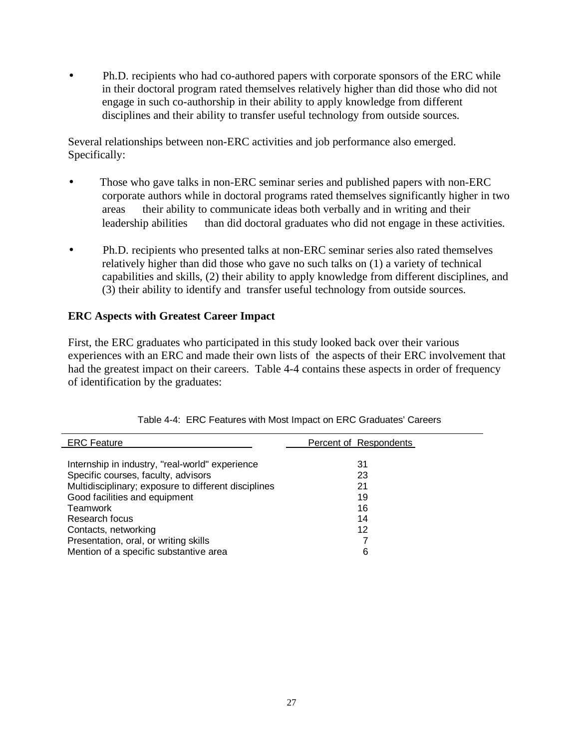- Ph.D. recipients who had co-authored papers with corporate sponsors of the ERC while in their doctoral program rated themselves relatively higher than did those who did not engage in such co-authorship in their ability to apply knowledge from different disciplines and their ability to transfer useful technology from outside sources.

Several relationships between non-ERC activities and job performance also emerged. Specifically:

- Those who gave talks in non-ERC seminar series and published papers with non-ERC corporate authors while in doctoral programs rated themselves significantly higher in two areas — their ability to communicate ideas both verbally and in writing and their leadership abilities — than did doctoral graduates who did not engage in these activities.

- Ph.D. recipients who presented talks at non-ERC seminar series also rated themselves relatively higher than did those who gave no such talks on (1) a variety of technical capabilities and skills, (2) their ability to apply knowledge from different disciplines, and (3) their ability to identify and transfer useful technology from outside sources.

**ERC Aspects with Greatest Career Impact**

First, the ERC graduates who participated in this study looked back over their various experiences with an ERC and made their own lists of the aspects of their ERC involvement that had the greatest impact on their careers. Table 4-4 contains these aspects in order of frequency of identification by the graduates:

Table 4-4: ERC Features with Most Impact on ERC Graduates' Careers

| ERC Feature | Percent of Respondents |
|---|---|
| Internship in industry, "real-world" experience | 31 |
| Specific courses, faculty, advisors | 23 |
| Multidisciplinary; exposure to different disciplines | 21 |
| Good facilities and equipment | 19 |
| Teamwork | 16 |
| Research focus | 14 |
| Contacts, networking | 12 |
| Presentation, oral, or writing skills | 7 |
| Mention of a specific substantive area | 6 |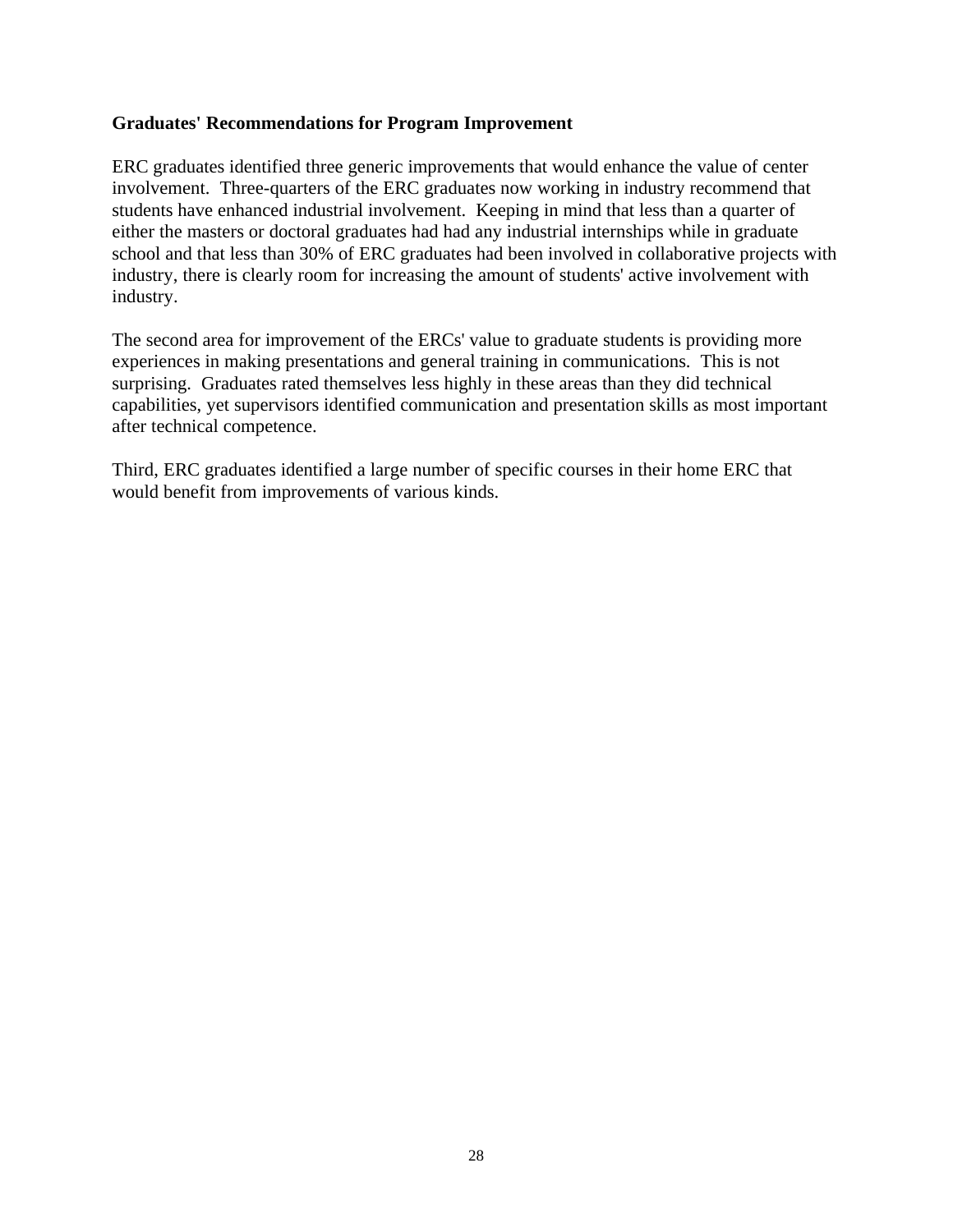**Graduates' Recommendations for Program Improvement**

ERC graduates identified three generic improvements that would enhance the value of center involvement. Three-quarters of the ERC graduates now working in industry recommend that students have enhanced industrial involvement. Keeping in mind that less than a quarter of either the masters or doctoral graduates had had any industrial internships while in graduate school and that less than 30% of ERC graduates had been involved in collaborative projects with industry, there is clearly room for increasing the amount of students' active involvement with industry.

The second area for improvement of the ERCs' value to graduate students is providing more experiences in making presentations and general training in communications. This is not surprising. Graduates rated themselves less highly in these areas than they did technical capabilities, yet supervisors identified communication and presentation skills as most important after technical competence.

Third, ERC graduates identified a large number of specific courses in their home ERC that would benefit from improvements of various kinds.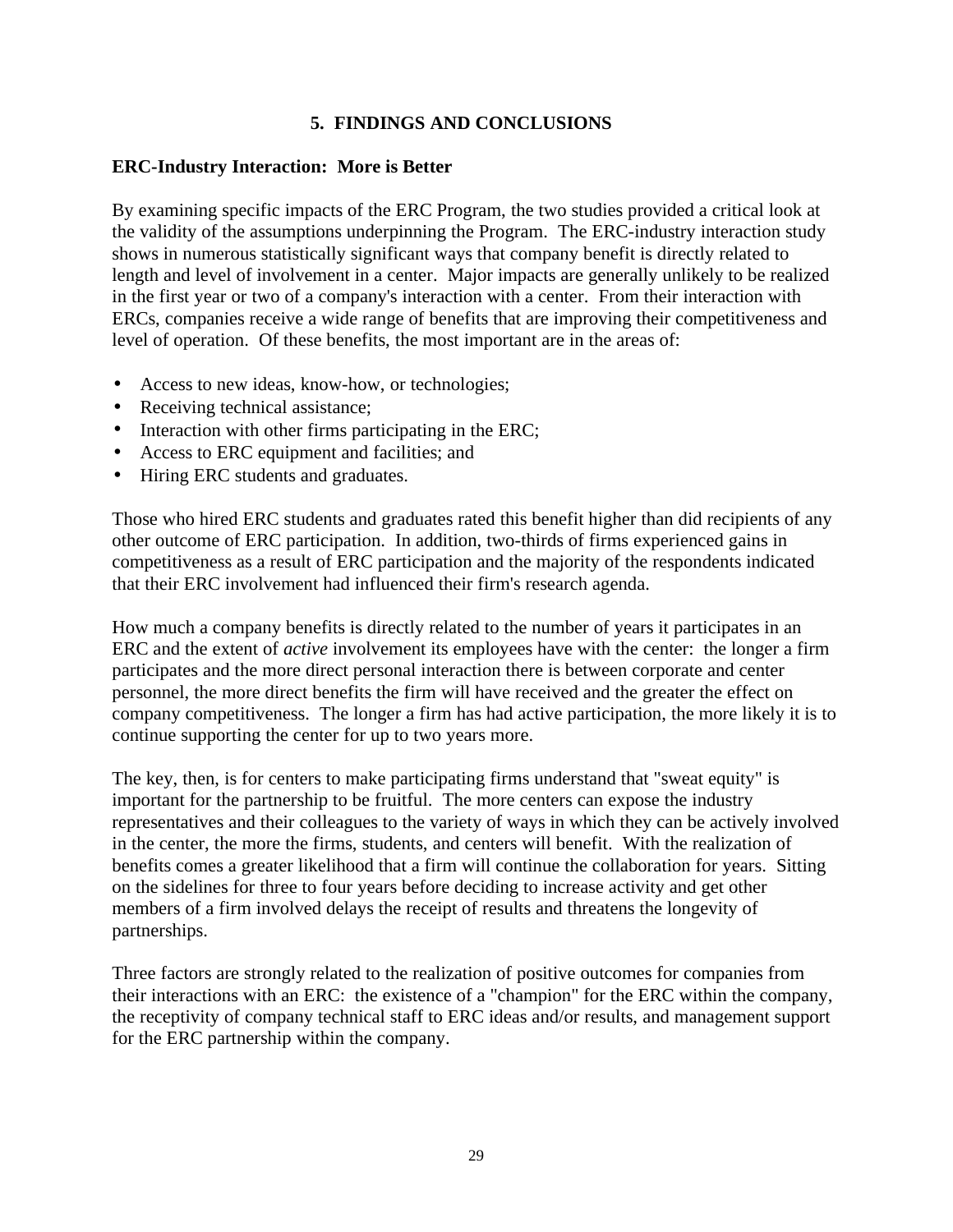# 5. FINDINGS AND CONCLUSIONS

## ERC-Industry Interaction: More is Better

By examining specific impacts of the ERC Program, the two studies provided a critical look at the validity of the assumptions underpinning the Program. The ERC-industry interaction study shows in numerous statistically significant ways that company benefit is directly related to length and level of involvement in a center. Major impacts are generally unlikely to be realized in the first year or two of a company's interaction with a center. From their interaction with ERCs, companies receive a wide range of benefits that are improving their competitiveness and level of operation. Of these benefits, the most important are in the areas of:

- Access to new ideas, know-how, or technologies;
- Receiving technical assistance;
- Interaction with other firms participating in the ERC;
- Access to ERC equipment and facilities; and
- Hiring ERC students and graduates.

Those who hired ERC students and graduates rated this benefit higher than did recipients of any other outcome of ERC participation. In addition, two-thirds of firms experienced gains in competitiveness as a result of ERC participation and the majority of the respondents indicated that their ERC involvement had influenced their firm's research agenda.

How much a company benefits is directly related to the number of years it participates in an ERC and the extent of *active* involvement its employees have with the center: the longer a firm participates and the more direct personal interaction there is between corporate and center personnel, the more direct benefits the firm will have received and the greater the effect on company competitiveness. The longer a firm has had active participation, the more likely it is to continue supporting the center for up to two years more.

The key, then, is for centers to make participating firms understand that "sweat equity" is important for the partnership to be fruitful. The more centers can expose the industry representatives and their colleagues to the variety of ways in which they can be actively involved in the center, the more the firms, students, and centers will benefit. With the realization of benefits comes a greater likelihood that a firm will continue the collaboration for years. Sitting on the sidelines for three to four years before deciding to increase activity and get other members of a firm involved delays the receipt of results and threatens the longevity of partnerships.

Three factors are strongly related to the realization of positive outcomes for companies from their interactions with an ERC: the existence of a "champion" for the ERC within the company, the receptivity of company technical staff to ERC ideas and/or results, and management support for the ERC partnership within the company.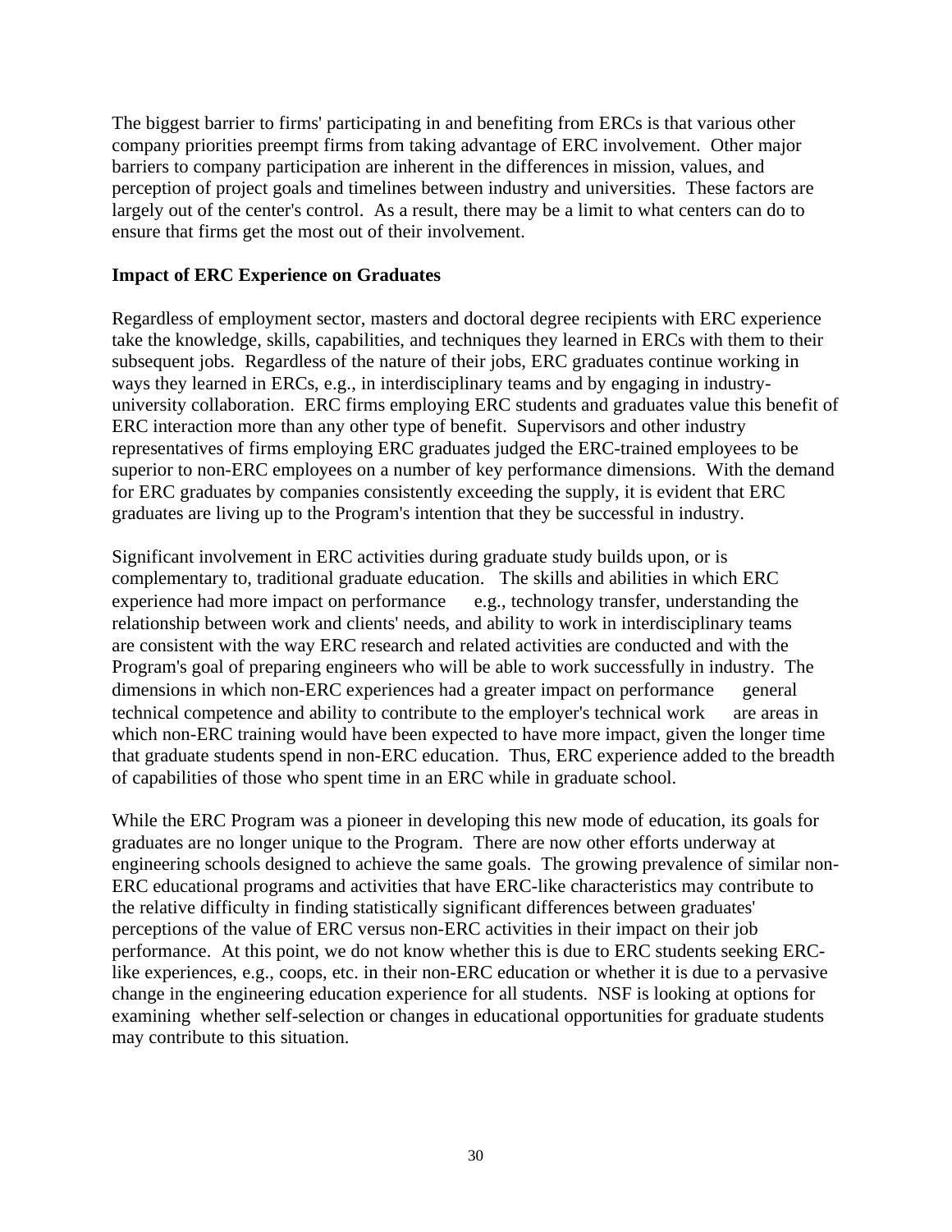The biggest barrier to firms' participating in and benefiting from ERCs is that various other company priorities preempt firms from taking advantage of ERC involvement. Other major barriers to company participation are inherent in the differences in mission, values, and perception of project goals and timelines between industry and universities. These factors are largely out of the center's control. As a result, there may be a limit to what centers can do to ensure that firms get the most out of their involvement.

**Impact of ERC Experience on Graduates**

Regardless of employment sector, masters and doctoral degree recipients with ERC experience take the knowledge, skills, capabilities, and techniques they learned in ERCs with them to their subsequent jobs. Regardless of the nature of their jobs, ERC graduates continue working in ways they learned in ERCs, e.g., in interdisciplinary teams and by engaging in industry-university collaboration. ERC firms employing ERC students and graduates value this benefit of ERC interaction more than any other type of benefit. Supervisors and other industry representatives of firms employing ERC graduates judged the ERC-trained employees to be superior to non-ERC employees on a number of key performance dimensions. With the demand for ERC graduates by companies consistently exceeding the supply, it is evident that ERC graduates are living up to the Program's intention that they be successful in industry.

Significant involvement in ERC activities during graduate study builds upon, or is complementary to, traditional graduate education. The skills and abilities in which ERC experience had more impact on performance — e.g., technology transfer, understanding the relationship between work and clients' needs, and ability to work in interdisciplinary teams — are consistent with the way ERC research and related activities are conducted and with the Program's goal of preparing engineers who will be able to work successfully in industry. The dimensions in which non-ERC experiences had a greater impact on performance — general technical competence and ability to contribute to the employer's technical work — are areas in which non-ERC training would have been expected to have more impact, given the longer time that graduate students spend in non-ERC education. Thus, ERC experience added to the breadth of capabilities of those who spent time in an ERC while in graduate school.

While the ERC Program was a pioneer in developing this new mode of education, its goals for graduates are no longer unique to the Program. There are now other efforts underway at engineering schools designed to achieve the same goals. The growing prevalence of similar non-ERC educational programs and activities that have ERC-like characteristics may contribute to the relative difficulty in finding statistically significant differences between graduates' perceptions of the value of ERC versus non-ERC activities in their impact on their job performance. At this point, we do not know whether this is due to ERC students seeking ERC-like experiences, e.g., coops, etc. in their non-ERC education or whether it is due to a pervasive change in the engineering education experience for all students. NSF is looking at options for examining whether self-selection or changes in educational opportunities for graduate students may contribute to this situation.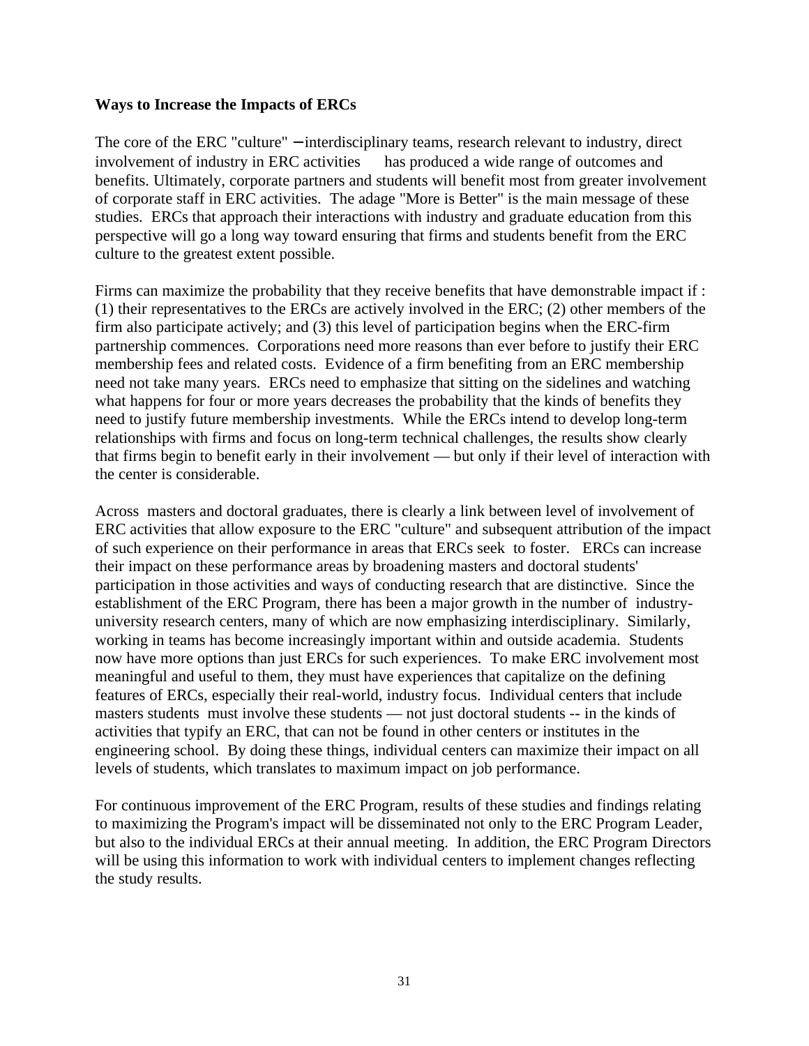**Ways to Increase the Impacts of ERCs**

The core of the ERC "culture" – interdisciplinary teams, research relevant to industry, direct involvement of industry in ERC activities has produced a wide range of outcomes and benefits. Ultimately, corporate partners and students will benefit most from greater involvement of corporate staff in ERC activities. The adage "More is Better" is the main message of these studies. ERCs that approach their interactions with industry and graduate education from this perspective will go a long way toward ensuring that firms and students benefit from the ERC culture to the greatest extent possible.

Firms can maximize the probability that they receive benefits that have demonstrable impact if : (1) their representatives to the ERCs are actively involved in the ERC; (2) other members of the firm also participate actively; and (3) this level of participation begins when the ERC-firm partnership commences. Corporations need more reasons than ever before to justify their ERC membership fees and related costs. Evidence of a firm benefiting from an ERC membership need not take many years. ERCs need to emphasize that sitting on the sidelines and watching what happens for four or more years decreases the probability that the kinds of benefits they need to justify future membership investments. While the ERCs intend to develop long-term relationships with firms and focus on long-term technical challenges, the results show clearly that firms begin to benefit early in their involvement — but only if their level of interaction with the center is considerable.

Across masters and doctoral graduates, there is clearly a link between level of involvement of ERC activities that allow exposure to the ERC "culture" and subsequent attribution of the impact of such experience on their performance in areas that ERCs seek to foster. ERCs can increase their impact on these performance areas by broadening masters and doctoral students' participation in those activities and ways of conducting research that are distinctive. Since the establishment of the ERC Program, there has been a major growth in the number of industry-university research centers, many of which are now emphasizing interdisciplinary. Similarly, working in teams has become increasingly important within and outside academia. Students now have more options than just ERCs for such experiences. To make ERC involvement most meaningful and useful to them, they must have experiences that capitalize on the defining features of ERCs, especially their real-world, industry focus. Individual centers that include masters students must involve these students — not just doctoral students -- in the kinds of activities that typify an ERC, that can not be found in other centers or institutes in the engineering school. By doing these things, individual centers can maximize their impact on all levels of students, which translates to maximum impact on job performance.

For continuous improvement of the ERC Program, results of these studies and findings relating to maximizing the Program's impact will be disseminated not only to the ERC Program Leader, but also to the individual ERCs at their annual meeting. In addition, the ERC Program Directors will be using this information to work with individual centers to implement changes reflecting the study results.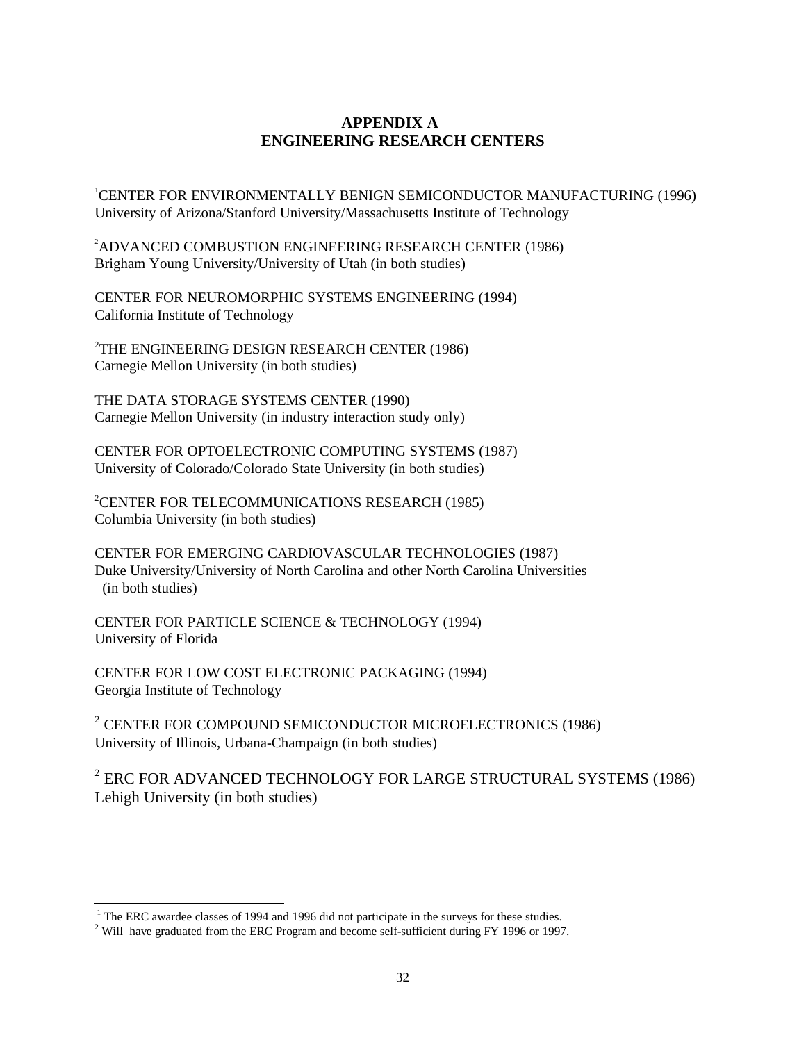# APPENDIX A
# ENGINEERING RESEARCH CENTERS

[1]CENTER FOR ENVIRONMENTALLY BENIGN SEMICONDUCTOR MANUFACTURING (1996)
University of Arizona/Stanford University/Massachusetts Institute of Technology

[2]ADVANCED COMBUSTION ENGINEERING RESEARCH CENTER (1986)
Brigham Young University/University of Utah (in both studies)

CENTER FOR NEUROMORPHIC SYSTEMS ENGINEERING (1994)
California Institute of Technology

[2]THE ENGINEERING DESIGN RESEARCH CENTER (1986)
Carnegie Mellon University (in both studies)

THE DATA STORAGE SYSTEMS CENTER (1990)
Carnegie Mellon University (in industry interaction study only)

CENTER FOR OPTOELECTRONIC COMPUTING SYSTEMS (1987)
University of Colorado/Colorado State University (in both studies)

[2]CENTER FOR TELECOMMUNICATIONS RESEARCH (1985)
Columbia University (in both studies)

CENTER FOR EMERGING CARDIOVASCULAR TECHNOLOGIES (1987)
Duke University/University of North Carolina and other North Carolina Universities (in both studies)

CENTER FOR PARTICLE SCIENCE & TECHNOLOGY (1994)
University of Florida

CENTER FOR LOW COST ELECTRONIC PACKAGING (1994)
Georgia Institute of Technology

[2] CENTER FOR COMPOUND SEMICONDUCTOR MICROELECTRONICS (1986)
University of Illinois, Urbana-Champaign (in both studies)

[2] ERC FOR ADVANCED TECHNOLOGY FOR LARGE STRUCTURAL SYSTEMS (1986)
Lehigh University (in both studies)

---

[1] The ERC awardee classes of 1994 and 1996 did not participate in the surveys for these studies.

[2] Will have graduated from the ERC Program and become self-sufficient during FY 1996 or 1997.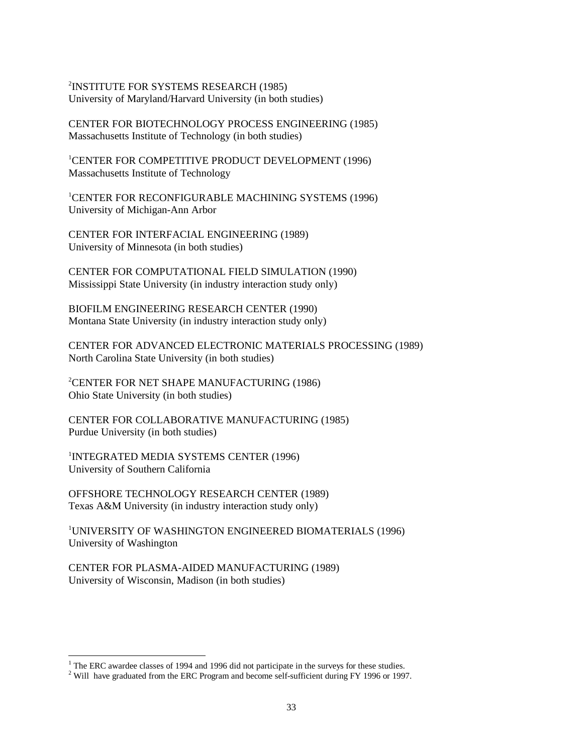[2]INSTITUTE FOR SYSTEMS RESEARCH (1985)
University of Maryland/Harvard University (in both studies)

CENTER FOR BIOTECHNOLOGY PROCESS ENGINEERING (1985)
Massachusetts Institute of Technology (in both studies)

[1]CENTER FOR COMPETITIVE PRODUCT DEVELOPMENT (1996)
Massachusetts Institute of Technology

[1]CENTER FOR RECONFIGURABLE MACHINING SYSTEMS (1996)
University of Michigan-Ann Arbor

CENTER FOR INTERFACIAL ENGINEERING (1989)
University of Minnesota (in both studies)

CENTER FOR COMPUTATIONAL FIELD SIMULATION (1990)
Mississippi State University (in industry interaction study only)

BIOFILM ENGINEERING RESEARCH CENTER (1990)
Montana State University (in industry interaction study only)

CENTER FOR ADVANCED ELECTRONIC MATERIALS PROCESSING (1989)
North Carolina State University (in both studies)

[2]CENTER FOR NET SHAPE MANUFACTURING (1986)
Ohio State University (in both studies)

CENTER FOR COLLABORATIVE MANUFACTURING (1985)
Purdue University (in both studies)

[1]INTEGRATED MEDIA SYSTEMS CENTER (1996)
University of Southern California

OFFSHORE TECHNOLOGY RESEARCH CENTER (1989)
Texas A&M University (in industry interaction study only)

[1]UNIVERSITY OF WASHINGTON ENGINEERED BIOMATERIALS (1996)
University of Washington

CENTER FOR PLASMA-AIDED MANUFACTURING (1989)
University of Wisconsin, Madison (in both studies)

---

[1] The ERC awardee classes of 1994 and 1996 did not participate in the surveys for these studies.
[2] Will have graduated from the ERC Program and become self-sufficient during FY 1996 or 1997.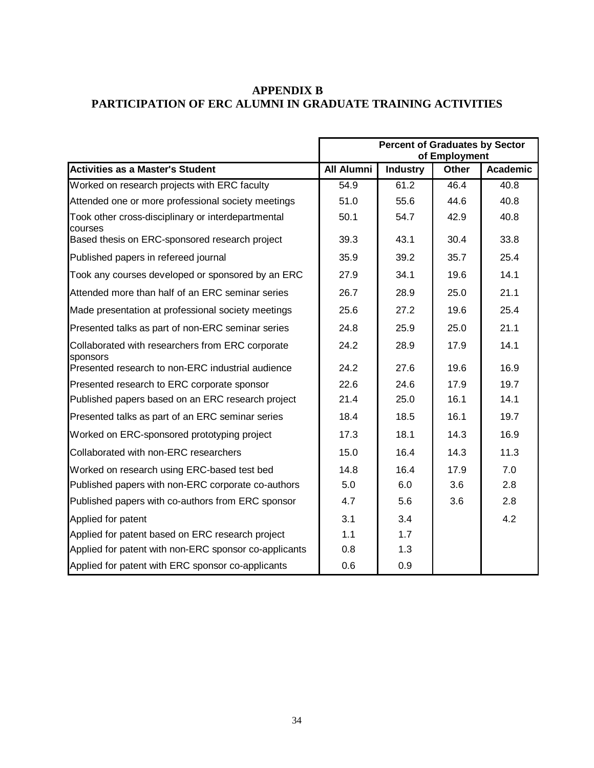# APPENDIX B
# PARTICIPATION OF ERC ALUMNI IN GRADUATE TRAINING ACTIVITIES

| | Percent of Graduates by Sector of Employment | | | |
|---|---|---|---|---|
| **Activities as a Master's Student** | **All Alumni** | **Industry** | **Other** | **Academic** |
| Worked on research projects with ERC faculty | 54.9 | 61.2 | 46.4 | 40.8 |
| Attended one or more professional society meetings | 51.0 | 55.6 | 44.6 | 40.8 |
| Took other cross-disciplinary or interdepartmental courses | 50.1 | 54.7 | 42.9 | 40.8 |
| Based thesis on ERC-sponsored research project | 39.3 | 43.1 | 30.4 | 33.8 |
| Published papers in refereed journal | 35.9 | 39.2 | 35.7 | 25.4 |
| Took any courses developed or sponsored by an ERC | 27.9 | 34.1 | 19.6 | 14.1 |
| Attended more than half of an ERC seminar series | 26.7 | 28.9 | 25.0 | 21.1 |
| Made presentation at professional society meetings | 25.6 | 27.2 | 19.6 | 25.4 |
| Presented talks as part of non-ERC seminar series | 24.8 | 25.9 | 25.0 | 21.1 |
| Collaborated with researchers from ERC corporate sponsors | 24.2 | 28.9 | 17.9 | 14.1 |
| Presented research to non-ERC industrial audience | 24.2 | 27.6 | 19.6 | 16.9 |
| Presented research to ERC corporate sponsor | 22.6 | 24.6 | 17.9 | 19.7 |
| Published papers based on an ERC research project | 21.4 | 25.0 | 16.1 | 14.1 |
| Presented talks as part of an ERC seminar series | 18.4 | 18.5 | 16.1 | 19.7 |
| Worked on ERC-sponsored prototyping project | 17.3 | 18.1 | 14.3 | 16.9 |
| Collaborated with non-ERC researchers | 15.0 | 16.4 | 14.3 | 11.3 |
| Worked on research using ERC-based test bed | 14.8 | 16.4 | 17.9 | 7.0 |
| Published papers with non-ERC corporate co-authors | 5.0 | 6.0 | 3.6 | 2.8 |
| Published papers with co-authors from ERC sponsor | 4.7 | 5.6 | 3.6 | 2.8 |
| Applied for patent | 3.1 | 3.4 | | 4.2 |
| Applied for patent based on ERC research project | 1.1 | 1.7 | | |
| Applied for patent with non-ERC sponsor co-applicants | 0.8 | 1.3 | | |
| Applied for patent with ERC sponsor co-applicants | 0.6 | 0.9 | | |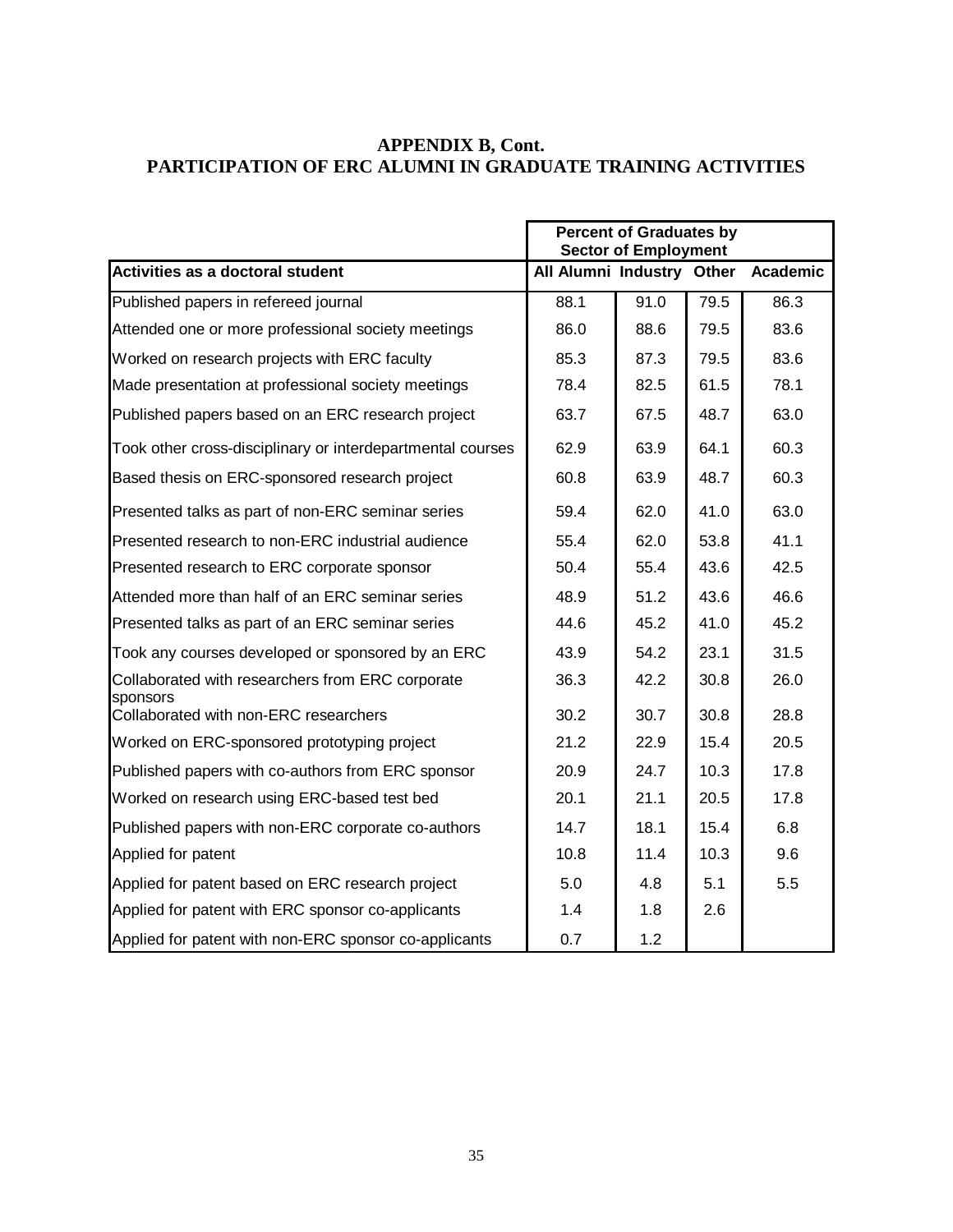**APPENDIX B, Cont.**
**PARTICIPATION OF ERC ALUMNI IN GRADUATE TRAINING ACTIVITIES**

| | Percent of Graduates by Sector of Employment | | | |
|---|---|---|---|---|
| **Activities as a doctoral student** | **All Alumni** | **Industry** | **Other** | **Academic** |
| Published papers in refereed journal | 88.1 | 91.0 | 79.5 | 86.3 |
| Attended one or more professional society meetings | 86.0 | 88.6 | 79.5 | 83.6 |
| Worked on research projects with ERC faculty | 85.3 | 87.3 | 79.5 | 83.6 |
| Made presentation at professional society meetings | 78.4 | 82.5 | 61.5 | 78.1 |
| Published papers based on an ERC research project | 63.7 | 67.5 | 48.7 | 63.0 |
| Took other cross-disciplinary or interdepartmental courses | 62.9 | 63.9 | 64.1 | 60.3 |
| Based thesis on ERC-sponsored research project | 60.8 | 63.9 | 48.7 | 60.3 |
| Presented talks as part of non-ERC seminar series | 59.4 | 62.0 | 41.0 | 63.0 |
| Presented research to non-ERC industrial audience | 55.4 | 62.0 | 53.8 | 41.1 |
| Presented research to ERC corporate sponsor | 50.4 | 55.4 | 43.6 | 42.5 |
| Attended more than half of an ERC seminar series | 48.9 | 51.2 | 43.6 | 46.6 |
| Presented talks as part of an ERC seminar series | 44.6 | 45.2 | 41.0 | 45.2 |
| Took any courses developed or sponsored by an ERC | 43.9 | 54.2 | 23.1 | 31.5 |
| Collaborated with researchers from ERC corporate sponsors | 36.3 | 42.2 | 30.8 | 26.0 |
| Collaborated with non-ERC researchers | 30.2 | 30.7 | 30.8 | 28.8 |
| Worked on ERC-sponsored prototyping project | 21.2 | 22.9 | 15.4 | 20.5 |
| Published papers with co-authors from ERC sponsor | 20.9 | 24.7 | 10.3 | 17.8 |
| Worked on research using ERC-based test bed | 20.1 | 21.1 | 20.5 | 17.8 |
| Published papers with non-ERC corporate co-authors | 14.7 | 18.1 | 15.4 | 6.8 |
| Applied for patent | 10.8 | 11.4 | 10.3 | 9.6 |
| Applied for patent based on ERC research project | 5.0 | 4.8 | 5.1 | 5.5 |
| Applied for patent with ERC sponsor co-applicants | 1.4 | 1.8 | 2.6 | |
| Applied for patent with non-ERC sponsor co-applicants | 0.7 | 1.2 | | |